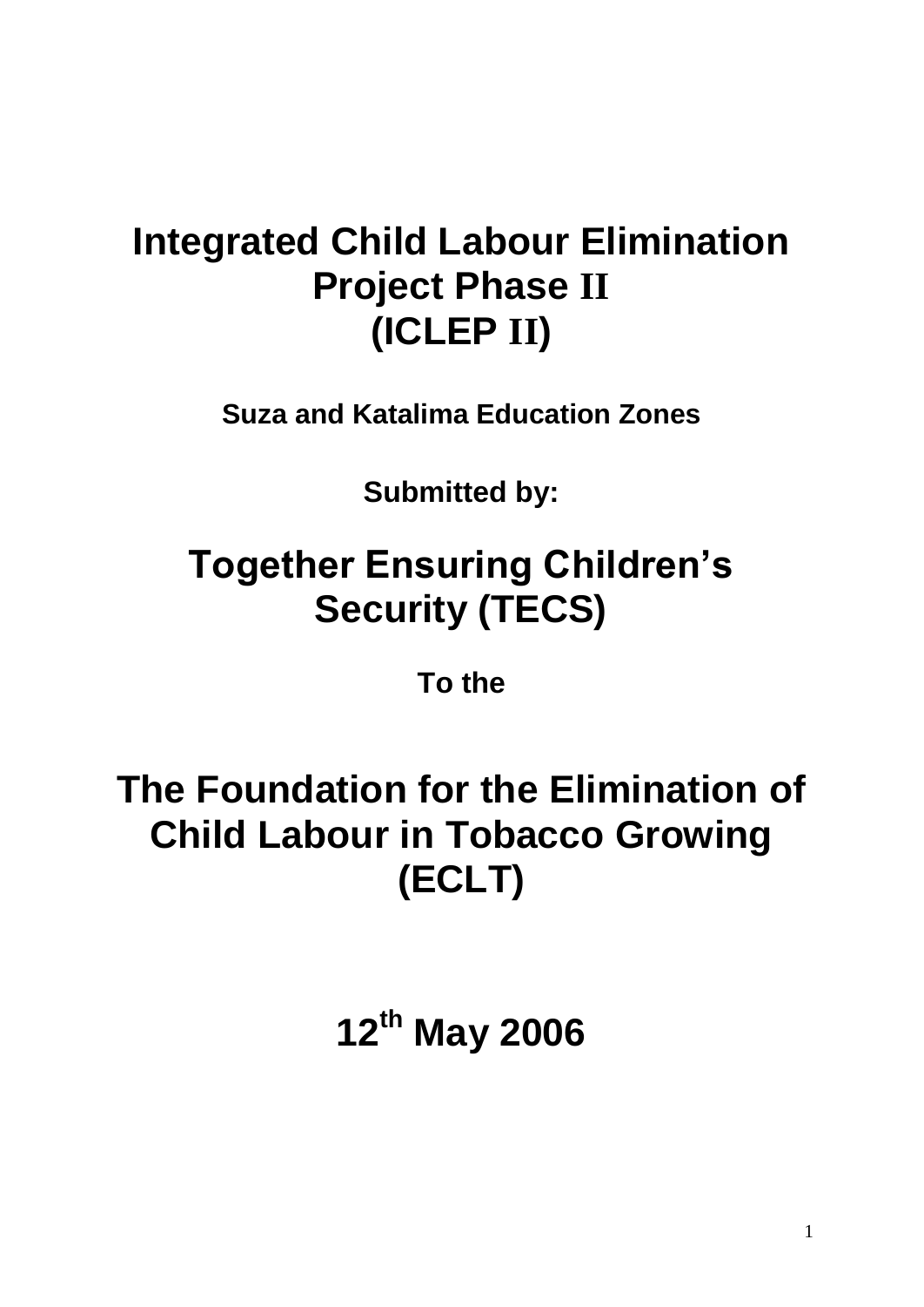# Integrated Child Labour Elimination Project Phase II (ICLEP II)

**Suza and Katalima Education Zones**

**Submitted by:**

## Together Ensuring Children's Security (TECS)

**To the**

## The Foundation for the Elimination of Child Labour in Tobacco Growing (ECLT)

## 12th May 2006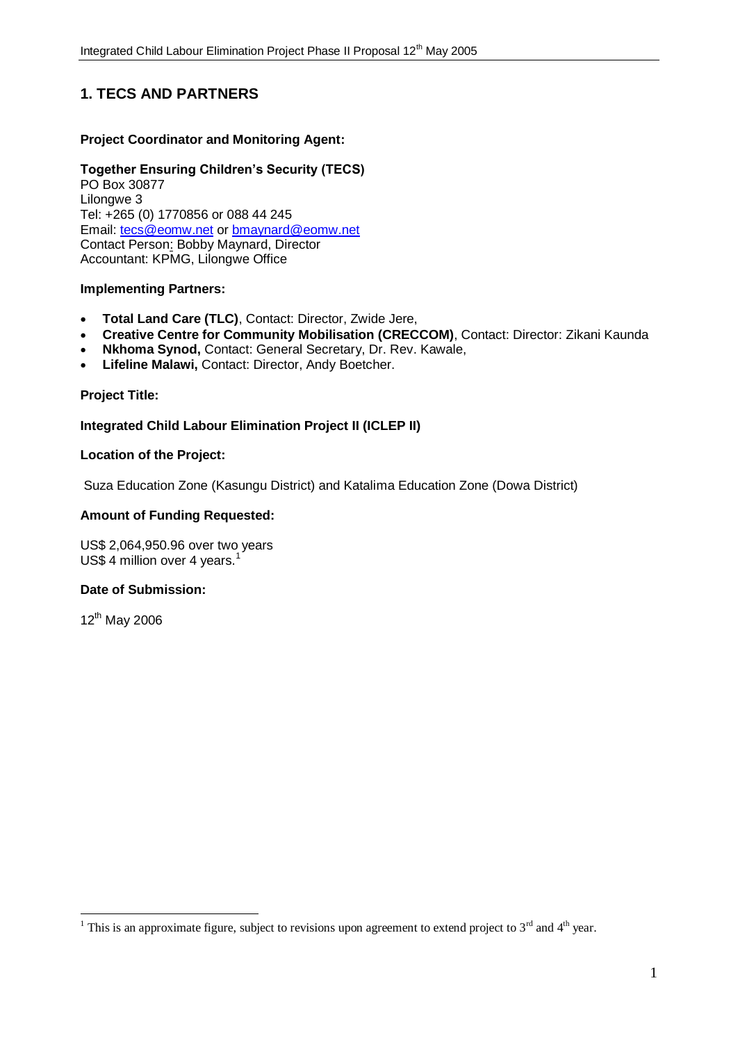# 1. TECS AND PARTNERS

**Project Coordinator and Monitoring Agent:**

**Together Ensuring Children's Security (TECS)**
PO Box 30877
Lilongwe 3
Tel: +265 (0) 1770856 or 088 44 245
Email: tecs@eomw.net or bmaynard@eomw.net
Contact Person: Bobby Maynard, Director
Accountant: KPMG, Lilongwe Office

**Implementing Partners:**

- **Total Land Care (TLC)**, Contact: Director, Zwide Jere,
- **Creative Centre for Community Mobilisation (CRECCOM)**, Contact: Director: Zikani Kaunda
- **Nkhoma Synod,** Contact: General Secretary, Dr. Rev. Kawale,
- **Lifeline Malawi,** Contact: Director, Andy Boetcher.

**Project Title:**

**Integrated Child Labour Elimination Project II (ICLEP II)**

**Location of the Project:**

Suza Education Zone (Kasungu District) and Katalima Education Zone (Dowa District)

**Amount of Funding Requested:**

US$ 2,064,950.96 over two years
US$ 4 million over 4 years.[1]

**Date of Submission:**

12th May 2006

[1] This is an approximate figure, subject to revisions upon agreement to extend project to 3rd and 4th year.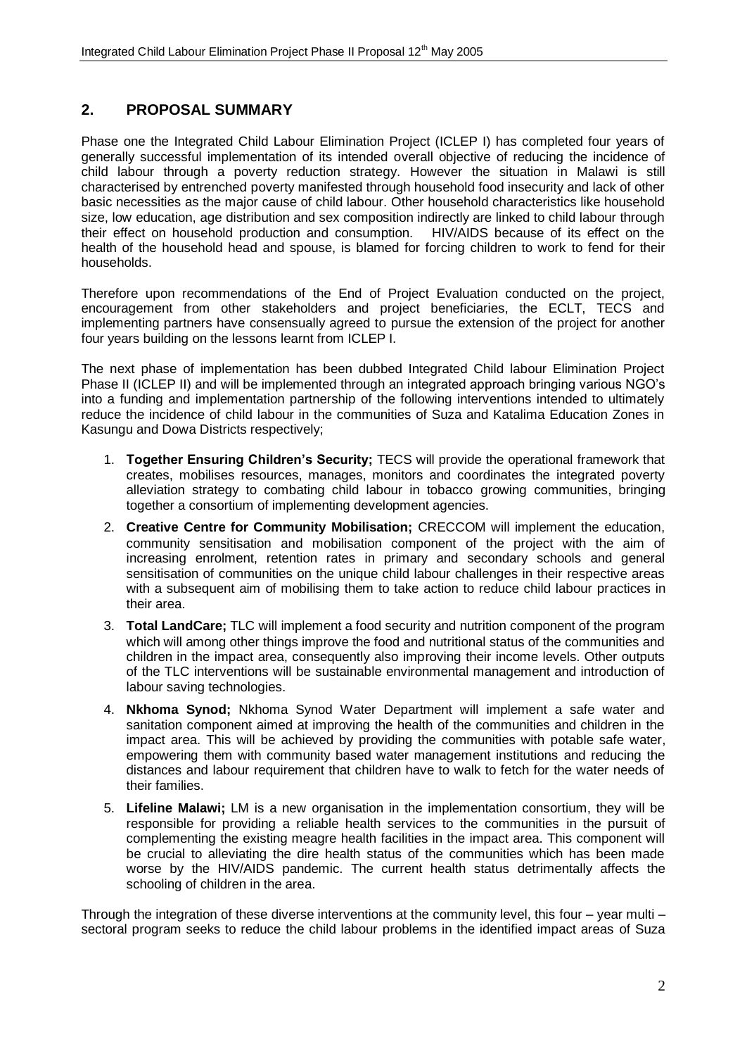## 2. PROPOSAL SUMMARY

Phase one the Integrated Child Labour Elimination Project (ICLEP I) has completed four years of generally successful implementation of its intended overall objective of reducing the incidence of child labour through a poverty reduction strategy. However the situation in Malawi is still characterised by entrenched poverty manifested through household food insecurity and lack of other basic necessities as the major cause of child labour. Other household characteristics like household size, low education, age distribution and sex composition indirectly are linked to child labour through their effect on household production and consumption. HIV/AIDS because of its effect on the health of the household head and spouse, is blamed for forcing children to work to fend for their households.

Therefore upon recommendations of the End of Project Evaluation conducted on the project, encouragement from other stakeholders and project beneficiaries, the ECLT, TECS and implementing partners have consensually agreed to pursue the extension of the project for another four years building on the lessons learnt from ICLEP I.

The next phase of implementation has been dubbed Integrated Child labour Elimination Project Phase II (ICLEP II) and will be implemented through an integrated approach bringing various NGO's into a funding and implementation partnership of the following interventions intended to ultimately reduce the incidence of child labour in the communities of Suza and Katalima Education Zones in Kasungu and Dowa Districts respectively;

1. **Together Ensuring Children's Security;** TECS will provide the operational framework that creates, mobilises resources, manages, monitors and coordinates the integrated poverty alleviation strategy to combating child labour in tobacco growing communities, bringing together a consortium of implementing development agencies.
2. **Creative Centre for Community Mobilisation;** CRECCOM will implement the education, community sensitisation and mobilisation component of the project with the aim of increasing enrolment, retention rates in primary and secondary schools and general sensitisation of communities on the unique child labour challenges in their respective areas with a subsequent aim of mobilising them to take action to reduce child labour practices in their area.
3. **Total LandCare;** TLC will implement a food security and nutrition component of the program which will among other things improve the food and nutritional status of the communities and children in the impact area, consequently also improving their income levels. Other outputs of the TLC interventions will be sustainable environmental management and introduction of labour saving technologies.
4. **Nkhoma Synod;** Nkhoma Synod Water Department will implement a safe water and sanitation component aimed at improving the health of the communities and children in the impact area. This will be achieved by providing the communities with potable safe water, empowering them with community based water management institutions and reducing the distances and labour requirement that children have to walk to fetch for the water needs of their families.
5. **Lifeline Malawi;** LM is a new organisation in the implementation consortium, they will be responsible for providing a reliable health services to the communities in the pursuit of complementing the existing meagre health facilities in the impact area. This component will be crucial to alleviating the dire health status of the communities which has been made worse by the HIV/AIDS pandemic. The current health status detrimentally affects the schooling of children in the area.

Through the integration of these diverse interventions at the community level, this four – year multi – sectoral program seeks to reduce the child labour problems in the identified impact areas of Suza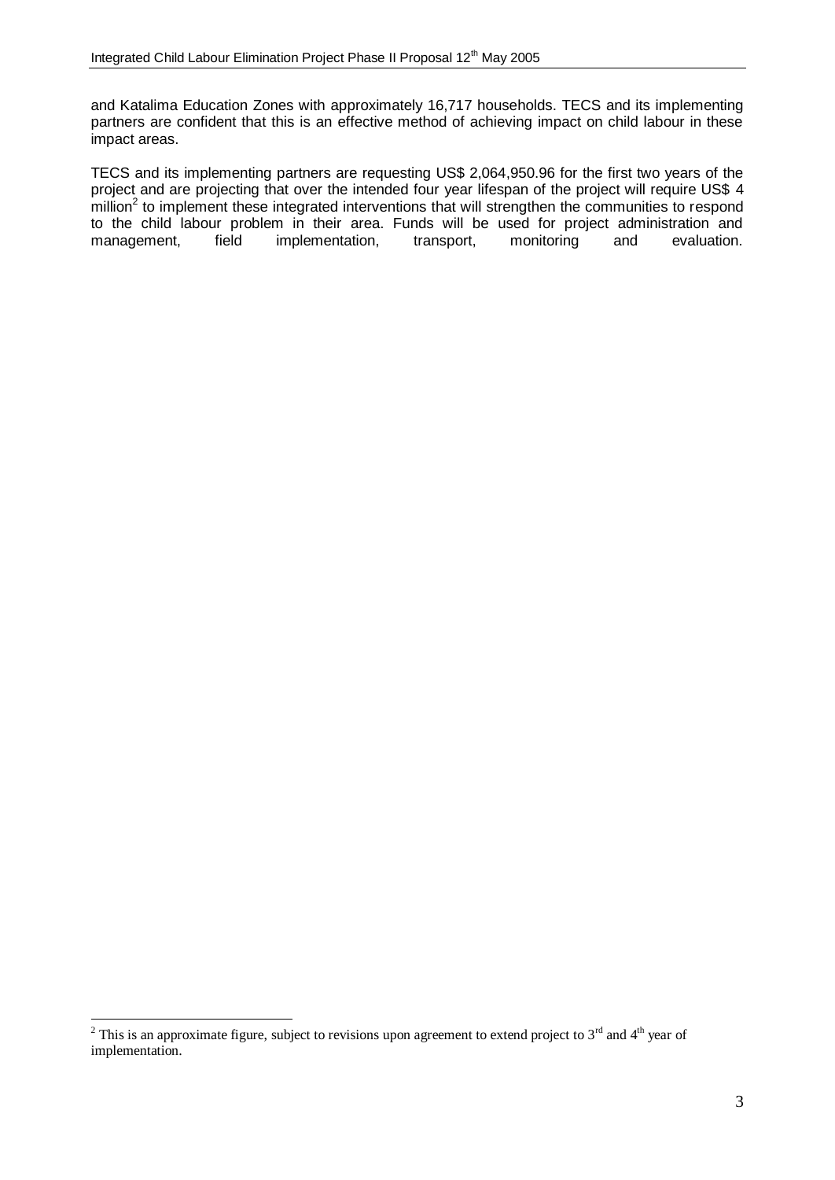and Katalima Education Zones with approximately 16,717 households. TECS and its implementing partners are confident that this is an effective method of achieving impact on child labour in these impact areas.

TECS and its implementing partners are requesting US$ 2,064,950.96 for the first two years of the project and are projecting that over the intended four year lifespan of the project will require US$ 4 million[2] to implement these integrated interventions that will strengthen the communities to respond to the child labour problem in their area. Funds will be used for project administration and management, field implementation, transport, monitoring and evaluation.

[2] This is an approximate figure, subject to revisions upon agreement to extend project to 3rd and 4th year of implementation.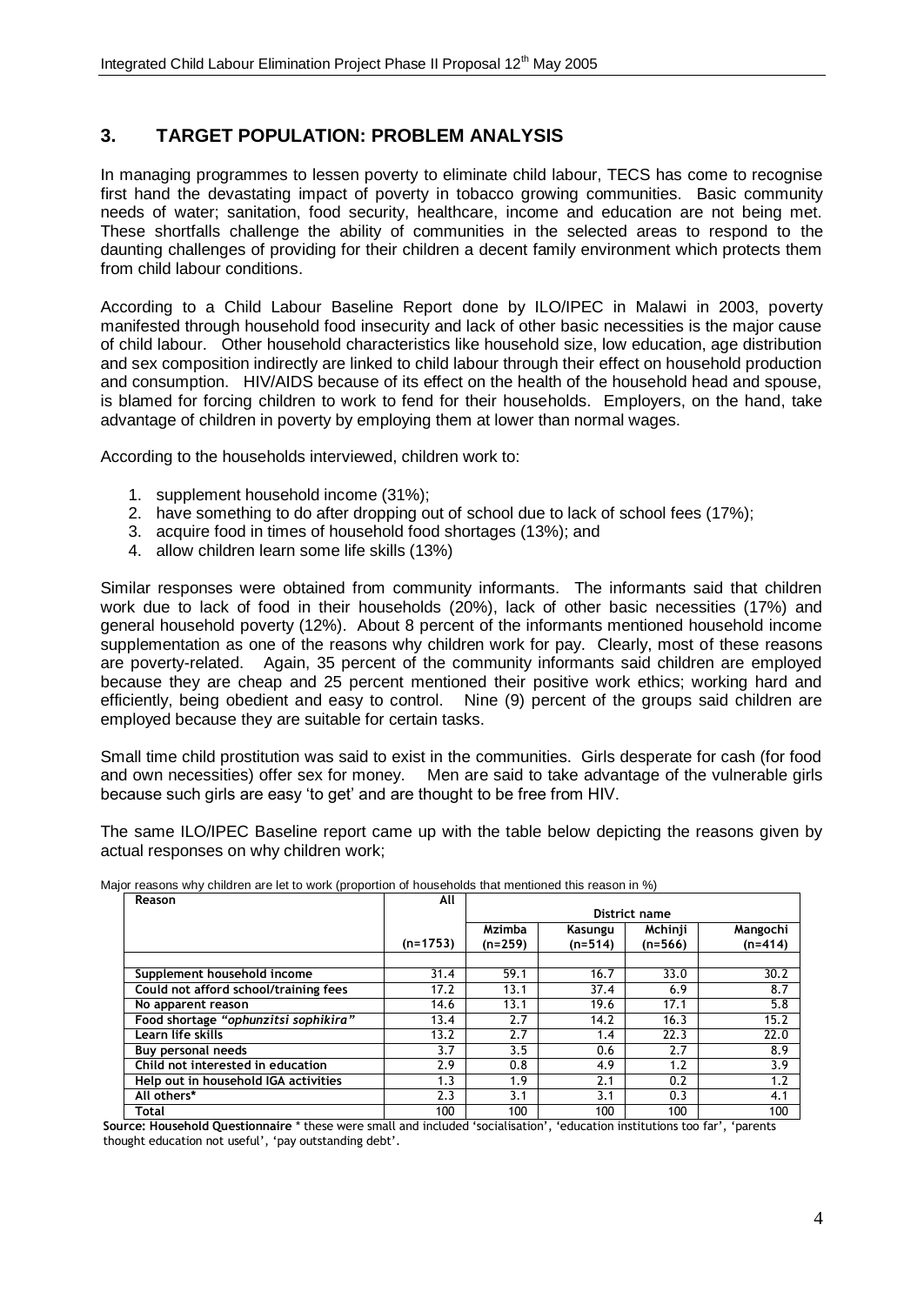## 3. TARGET POPULATION: PROBLEM ANALYSIS

In managing programmes to lessen poverty to eliminate child labour, TECS has come to recognise first hand the devastating impact of poverty in tobacco growing communities. Basic community needs of water; sanitation, food security, healthcare, income and education are not being met. These shortfalls challenge the ability of communities in the selected areas to respond to the daunting challenges of providing for their children a decent family environment which protects them from child labour conditions.

According to a Child Labour Baseline Report done by ILO/IPEC in Malawi in 2003, poverty manifested through household food insecurity and lack of other basic necessities is the major cause of child labour. Other household characteristics like household size, low education, age distribution and sex composition indirectly are linked to child labour through their effect on household production and consumption. HIV/AIDS because of its effect on the health of the household head and spouse, is blamed for forcing children to work to fend for their households. Employers, on the hand, take advantage of children in poverty by employing them at lower than normal wages.

According to the households interviewed, children work to:

1. supplement household income (31%);
2. have something to do after dropping out of school due to lack of school fees (17%);
3. acquire food in times of household food shortages (13%); and
4. allow children learn some life skills (13%)

Similar responses were obtained from community informants. The informants said that children work due to lack of food in their households (20%), lack of other basic necessities (17%) and general household poverty (12%). About 8 percent of the informants mentioned household income supplementation as one of the reasons why children work for pay. Clearly, most of these reasons are poverty-related. Again, 35 percent of the community informants said children are employed because they are cheap and 25 percent mentioned their positive work ethics; working hard and efficiently, being obedient and easy to control. Nine (9) percent of the groups said children are employed because they are suitable for certain tasks.

Small time child prostitution was said to exist in the communities. Girls desperate for cash (for food and own necessities) offer sex for money. Men are said to take advantage of the vulnerable girls because such girls are easy 'to get' and are thought to be free from HIV.

The same ILO/IPEC Baseline report came up with the table below depicting the reasons given by actual responses on why children work;

Major reasons why children are let to work (proportion of households that mentioned this reason in %)

| Reason | All | District name | | | |
|---|---|---|---|---|---|
| | (n=1753) | Mzimba (n=259) | Kasungu (n=514) | Mchinji (n=566) | Mangochi (n=414) |
| Supplement household income | 31.4 | 59.1 | 16.7 | 33.0 | 30.2 |
| Could not afford school/training fees | 17.2 | 13.1 | 37.4 | 6.9 | 8.7 |
| No apparent reason | 14.6 | 13.1 | 19.6 | 17.1 | 5.8 |
| Food shortage *"ophunzitsi sophikira"* | 13.4 | 2.7 | 14.2 | 16.3 | 15.2 |
| Learn life skills | 13.2 | 2.7 | 1.4 | 22.3 | 22.0 |
| Buy personal needs | 3.7 | 3.5 | 0.6 | 2.7 | 8.9 |
| Child not interested in education | 2.9 | 0.8 | 4.9 | 1.2 | 3.9 |
| Help out in household IGA activities | 1.3 | 1.9 | 2.1 | 0.2 | 1.2 |
| All others* | 2.3 | 3.1 | 3.1 | 0.3 | 4.1 |
| Total | 100 | 100 | 100 | 100 | 100 |

**Source: Household Questionnaire** * these were small and included 'socialisation', 'education institutions too far', 'parents thought education not useful', 'pay outstanding debt'.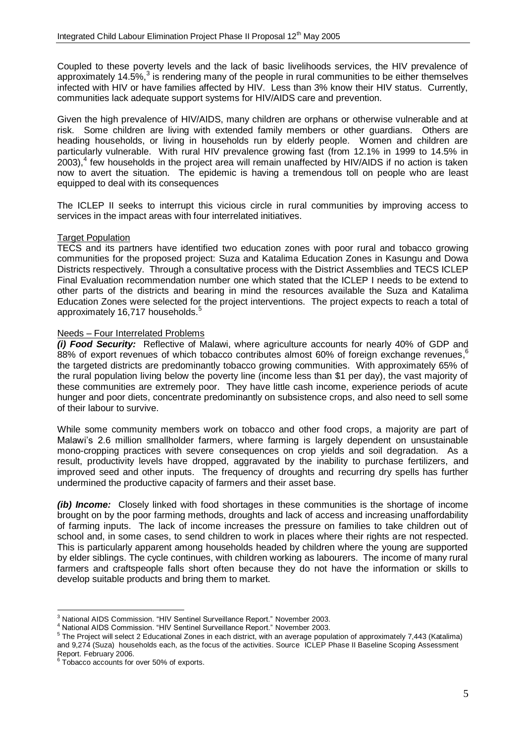Coupled to these poverty levels and the lack of basic livelihoods services, the HIV prevalence of approximately 14.5%,[3] is rendering many of the people in rural communities to be either themselves infected with HIV or have families affected by HIV. Less than 3% know their HIV status. Currently, communities lack adequate support systems for HIV/AIDS care and prevention.

Given the high prevalence of HIV/AIDS, many children are orphans or otherwise vulnerable and at risk. Some children are living with extended family members or other guardians. Others are heading households, or living in households run by elderly people. Women and children are particularly vulnerable. With rural HIV prevalence growing fast (from 12.1% in 1999 to 14.5% in 2003),[4] few households in the project area will remain unaffected by HIV/AIDS if no action is taken now to avert the situation. The epidemic is having a tremendous toll on people who are least equipped to deal with its consequences

The ICLEP II seeks to interrupt this vicious circle in rural communities by improving access to services in the impact areas with four interrelated initiatives.

<u>Target Population</u>

TECS and its partners have identified two education zones with poor rural and tobacco growing communities for the proposed project: Suza and Katalima Education Zones in Kasungu and Dowa Districts respectively. Through a consultative process with the District Assemblies and TECS ICLEP Final Evaluation recommendation number one which stated that the ICLEP I needs to be extend to other parts of the districts and bearing in mind the resources available the Suza and Katalima Education Zones were selected for the project interventions. The project expects to reach a total of approximately 16,717 households.[5]

<u>Needs – Four Interrelated Problems</u>

***(i) Food Security:*** Reflective of Malawi, where agriculture accounts for nearly 40% of GDP and 88% of export revenues of which tobacco contributes almost 60% of foreign exchange revenues,[6] the targeted districts are predominantly tobacco growing communities. With approximately 65% of the rural population living below the poverty line (income less than $1 per day), the vast majority of these communities are extremely poor. They have little cash income, experience periods of acute hunger and poor diets, concentrate predominantly on subsistence crops, and also need to sell some of their labour to survive.

While some community members work on tobacco and other food crops, a majority are part of Malawi's 2.6 million smallholder farmers, where farming is largely dependent on unsustainable mono-cropping practices with severe consequences on crop yields and soil degradation. As a result, productivity levels have dropped, aggravated by the inability to purchase fertilizers, and improved seed and other inputs. The frequency of droughts and recurring dry spells has further undermined the productive capacity of farmers and their asset base.

***(ib) Income:*** Closely linked with food shortages in these communities is the shortage of income brought on by the poor farming methods, droughts and lack of access and increasing unaffordability of farming inputs. The lack of income increases the pressure on families to take children out of school and, in some cases, to send children to work in places where their rights are not respected. This is particularly apparent among households headed by children where the young are supported by elder siblings. The cycle continues, with children working as labourers. The income of many rural farmers and craftspeople falls short often because they do not have the information or skills to develop suitable products and bring them to market.

---

[3] National AIDS Commission. "HIV Sentinel Surveillance Report." November 2003.

[4] National AIDS Commission. "HIV Sentinel Surveillance Report." November 2003.

[5] The Project will select 2 Educational Zones in each district, with an average population of approximately 7,443 (Katalima) and 9,274 (Suza) households each, as the focus of the activities. Source ICLEP Phase II Baseline Scoping Assessment Report. February 2006.

[6] Tobacco accounts for over 50% of exports.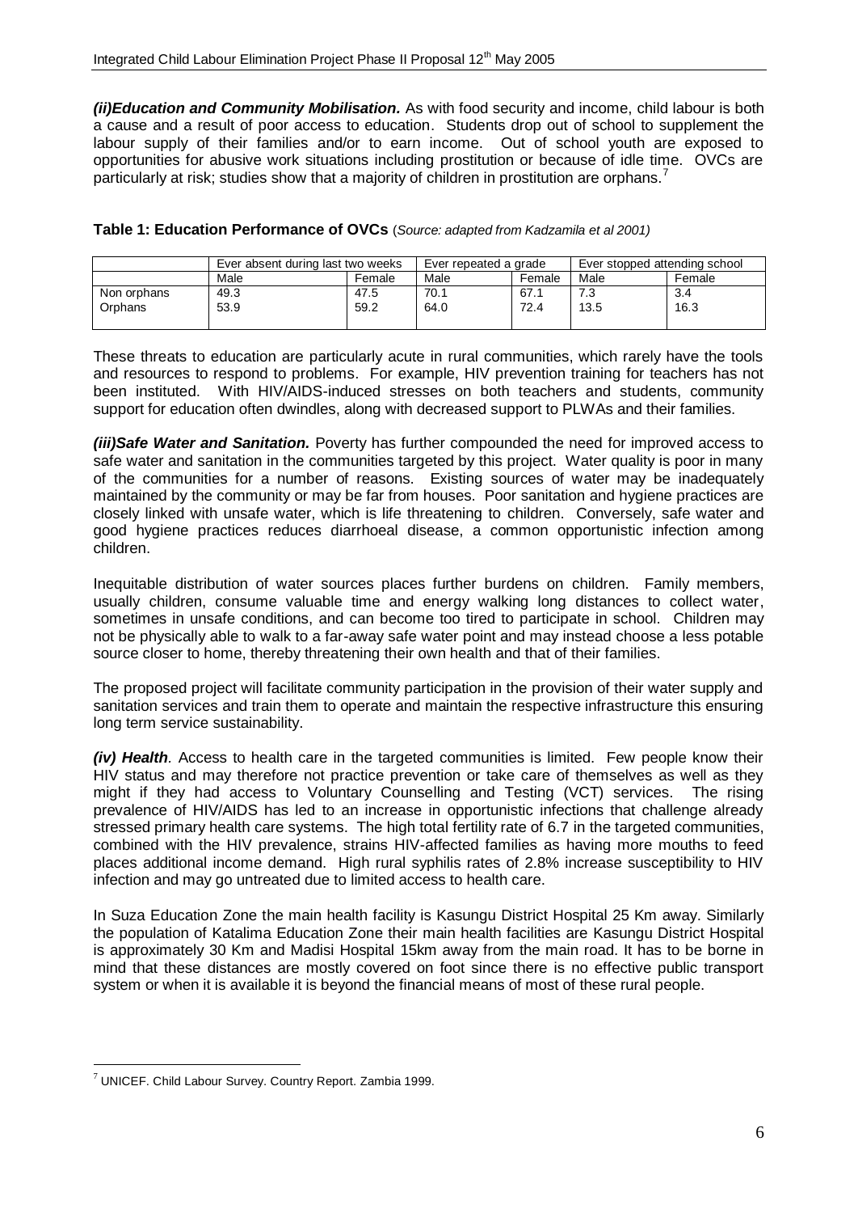***(ii)Education and Community Mobilisation.*** As with food security and income, child labour is both a cause and a result of poor access to education. Students drop out of school to supplement the labour supply of their families and/or to earn income. Out of school youth are exposed to opportunities for abusive work situations including prostitution or because of idle time. OVCs are particularly at risk; studies show that a majority of children in prostitution are orphans.[7]

**Table 1: Education Performance of OVCs** (*Source: adapted from Kadzamila et al 2001*)

| | Ever absent during last two weeks | | Ever repeated a grade | | Ever stopped attending school | |
|---|---|---|---|---|---|---|
| | Male | Female | Male | Female | Male | Female |
| Non orphans | 49.3 | 47.5 | 70.1 | 67.1 | 7.3 | 3.4 |
| Orphans | 53.9 | 59.2 | 64.0 | 72.4 | 13.5 | 16.3 |

These threats to education are particularly acute in rural communities, which rarely have the tools and resources to respond to problems. For example, HIV prevention training for teachers has not been instituted. With HIV/AIDS-induced stresses on both teachers and students, community support for education often dwindles, along with decreased support to PLWAs and their families.

***(iii)Safe Water and Sanitation.*** Poverty has further compounded the need for improved access to safe water and sanitation in the communities targeted by this project. Water quality is poor in many of the communities for a number of reasons. Existing sources of water may be inadequately maintained by the community or may be far from houses. Poor sanitation and hygiene practices are closely linked with unsafe water, which is life threatening to children. Conversely, safe water and good hygiene practices reduces diarrhoeal disease, a common opportunistic infection among children.

Inequitable distribution of water sources places further burdens on children. Family members, usually children, consume valuable time and energy walking long distances to collect water, sometimes in unsafe conditions, and can become too tired to participate in school. Children may not be physically able to walk to a far-away safe water point and may instead choose a less potable source closer to home, thereby threatening their own health and that of their families.

The proposed project will facilitate community participation in the provision of their water supply and sanitation services and train them to operate and maintain the respective infrastructure this ensuring long term service sustainability.

***(iv) Health****.* Access to health care in the targeted communities is limited. Few people know their HIV status and may therefore not practice prevention or take care of themselves as well as they might if they had access to Voluntary Counselling and Testing (VCT) services. The rising prevalence of HIV/AIDS has led to an increase in opportunistic infections that challenge already stressed primary health care systems. The high total fertility rate of 6.7 in the targeted communities, combined with the HIV prevalence, strains HIV-affected families as having more mouths to feed places additional income demand. High rural syphilis rates of 2.8% increase susceptibility to HIV infection and may go untreated due to limited access to health care.

In Suza Education Zone the main health facility is Kasungu District Hospital 25 Km away. Similarly the population of Katalima Education Zone their main health facilities are Kasungu District Hospital is approximately 30 Km and Madisi Hospital 15km away from the main road. It has to be borne in mind that these distances are mostly covered on foot since there is no effective public transport system or when it is available it is beyond the financial means of most of these rural people.

---

[7] UNICEF. Child Labour Survey. Country Report. Zambia 1999.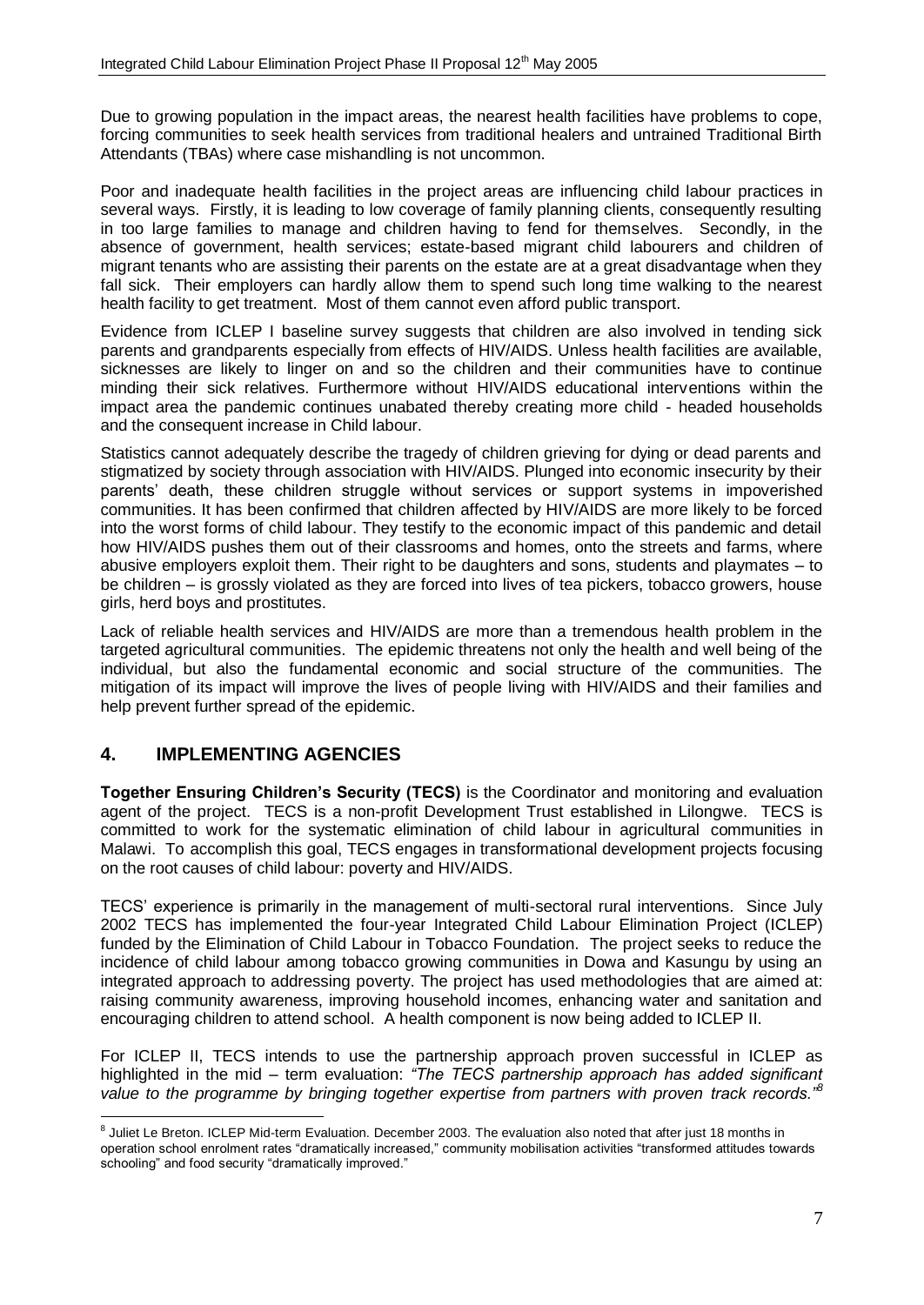Due to growing population in the impact areas, the nearest health facilities have problems to cope, forcing communities to seek health services from traditional healers and untrained Traditional Birth Attendants (TBAs) where case mishandling is not uncommon.

Poor and inadequate health facilities in the project areas are influencing child labour practices in several ways. Firstly, it is leading to low coverage of family planning clients, consequently resulting in too large families to manage and children having to fend for themselves. Secondly, in the absence of government, health services; estate-based migrant child labourers and children of migrant tenants who are assisting their parents on the estate are at a great disadvantage when they fall sick. Their employers can hardly allow them to spend such long time walking to the nearest health facility to get treatment. Most of them cannot even afford public transport.

Evidence from ICLEP I baseline survey suggests that children are also involved in tending sick parents and grandparents especially from effects of HIV/AIDS. Unless health facilities are available, sicknesses are likely to linger on and so the children and their communities have to continue minding their sick relatives. Furthermore without HIV/AIDS educational interventions within the impact area the pandemic continues unabated thereby creating more child - headed households and the consequent increase in Child labour.

Statistics cannot adequately describe the tragedy of children grieving for dying or dead parents and stigmatized by society through association with HIV/AIDS. Plunged into economic insecurity by their parents' death, these children struggle without services or support systems in impoverished communities. It has been confirmed that children affected by HIV/AIDS are more likely to be forced into the worst forms of child labour. They testify to the economic impact of this pandemic and detail how HIV/AIDS pushes them out of their classrooms and homes, onto the streets and farms, where abusive employers exploit them. Their right to be daughters and sons, students and playmates – to be children – is grossly violated as they are forced into lives of tea pickers, tobacco growers, house girls, herd boys and prostitutes.

Lack of reliable health services and HIV/AIDS are more than a tremendous health problem in the targeted agricultural communities. The epidemic threatens not only the health and well being of the individual, but also the fundamental economic and social structure of the communities. The mitigation of its impact will improve the lives of people living with HIV/AIDS and their families and help prevent further spread of the epidemic.

## 4. IMPLEMENTING AGENCIES

**Together Ensuring Children's Security (TECS)** is the Coordinator and monitoring and evaluation agent of the project. TECS is a non-profit Development Trust established in Lilongwe. TECS is committed to work for the systematic elimination of child labour in agricultural communities in Malawi. To accomplish this goal, TECS engages in transformational development projects focusing on the root causes of child labour: poverty and HIV/AIDS.

TECS' experience is primarily in the management of multi-sectoral rural interventions. Since July 2002 TECS has implemented the four-year Integrated Child Labour Elimination Project (ICLEP) funded by the Elimination of Child Labour in Tobacco Foundation. The project seeks to reduce the incidence of child labour among tobacco growing communities in Dowa and Kasungu by using an integrated approach to addressing poverty. The project has used methodologies that are aimed at: raising community awareness, improving household incomes, enhancing water and sanitation and encouraging children to attend school. A health component is now being added to ICLEP II.

For ICLEP II, TECS intends to use the partnership approach proven successful in ICLEP as highlighted in the mid – term evaluation: *"The TECS partnership approach has added significant value to the programme by bringing together expertise from partners with proven track records."*[8]

[8] Juliet Le Breton. ICLEP Mid-term Evaluation. December 2003. The evaluation also noted that after just 18 months in operation school enrolment rates "dramatically increased," community mobilisation activities "transformed attitudes towards schooling" and food security "dramatically improved."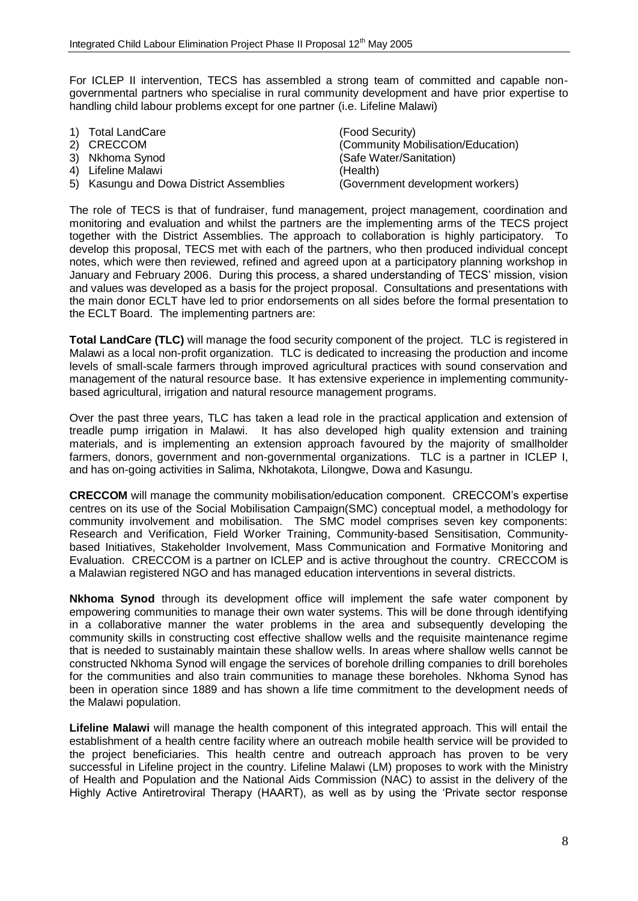For ICLEP II intervention, TECS has assembled a strong team of committed and capable non-governmental partners who specialise in rural community development and have prior expertise to handling child labour problems except for one partner (i.e. Lifeline Malawi)

1) Total LandCare (Food Security)
2) CRECCOM (Community Mobilisation/Education)
3) Nkhoma Synod (Safe Water/Sanitation)
4) Lifeline Malawi (Health)
5) Kasungu and Dowa District Assemblies (Government development workers)

The role of TECS is that of fundraiser, fund management, project management, coordination and monitoring and evaluation and whilst the partners are the implementing arms of the TECS project together with the District Assemblies. The approach to collaboration is highly participatory. To develop this proposal, TECS met with each of the partners, who then produced individual concept notes, which were then reviewed, refined and agreed upon at a participatory planning workshop in January and February 2006. During this process, a shared understanding of TECS' mission, vision and values was developed as a basis for the project proposal. Consultations and presentations with the main donor ECLT have led to prior endorsements on all sides before the formal presentation to the ECLT Board. The implementing partners are:

**Total LandCare (TLC)** will manage the food security component of the project. TLC is registered in Malawi as a local non-profit organization. TLC is dedicated to increasing the production and income levels of small-scale farmers through improved agricultural practices with sound conservation and management of the natural resource base. It has extensive experience in implementing community-based agricultural, irrigation and natural resource management programs.

Over the past three years, TLC has taken a lead role in the practical application and extension of treadle pump irrigation in Malawi. It has also developed high quality extension and training materials, and is implementing an extension approach favoured by the majority of smallholder farmers, donors, government and non-governmental organizations. TLC is a partner in ICLEP I, and has on-going activities in Salima, Nkhotakota, Lilongwe, Dowa and Kasungu.

**CRECCOM** will manage the community mobilisation/education component. CRECCOM's expertise centres on its use of the Social Mobilisation Campaign(SMC) conceptual model, a methodology for community involvement and mobilisation. The SMC model comprises seven key components: Research and Verification, Field Worker Training, Community-based Sensitisation, Community-based Initiatives, Stakeholder Involvement, Mass Communication and Formative Monitoring and Evaluation. CRECCOM is a partner on ICLEP and is active throughout the country. CRECCOM is a Malawian registered NGO and has managed education interventions in several districts.

**Nkhoma Synod** through its development office will implement the safe water component by empowering communities to manage their own water systems. This will be done through identifying in a collaborative manner the water problems in the area and subsequently developing the community skills in constructing cost effective shallow wells and the requisite maintenance regime that is needed to sustainably maintain these shallow wells. In areas where shallow wells cannot be constructed Nkhoma Synod will engage the services of borehole drilling companies to drill boreholes for the communities and also train communities to manage these boreholes. Nkhoma Synod has been in operation since 1889 and has shown a life time commitment to the development needs of the Malawi population.

**Lifeline Malawi** will manage the health component of this integrated approach. This will entail the establishment of a health centre facility where an outreach mobile health service will be provided to the project beneficiaries. This health centre and outreach approach has proven to be very successful in Lifeline project in the country. Lifeline Malawi (LM) proposes to work with the Ministry of Health and Population and the National Aids Commission (NAC) to assist in the delivery of the Highly Active Antiretroviral Therapy (HAART), as well as by using the 'Private sector response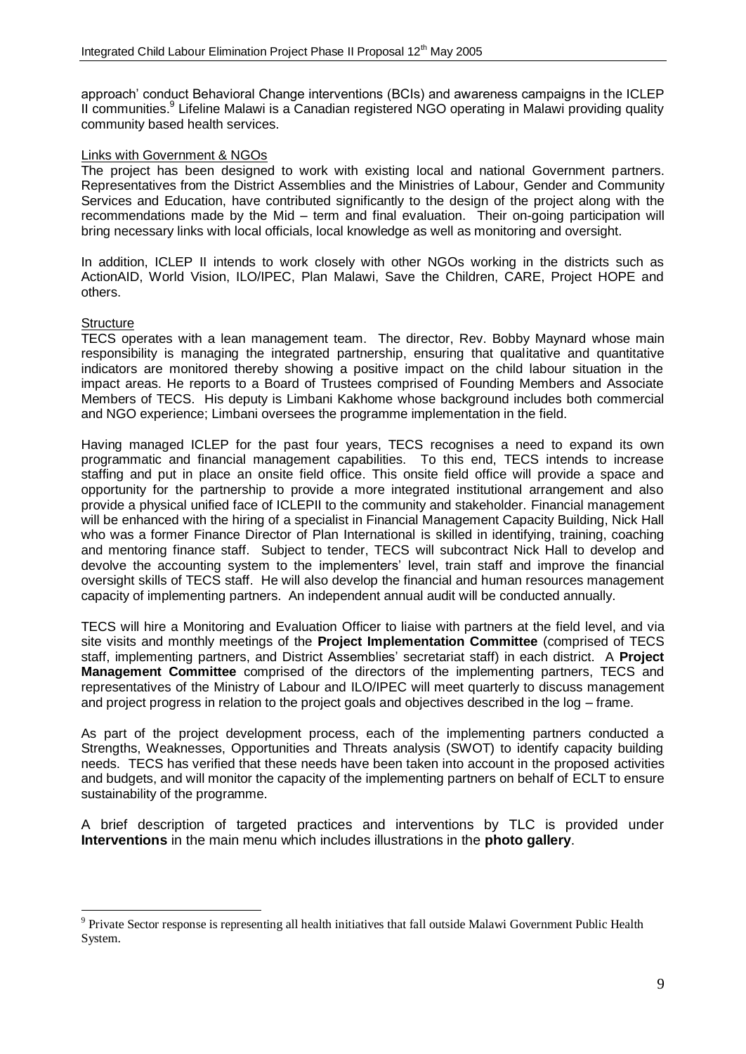approach' conduct Behavioral Change interventions (BCIs) and awareness campaigns in the ICLEP II communities.[9] Lifeline Malawi is a Canadian registered NGO operating in Malawi providing quality community based health services.

Links with Government & NGOs

The project has been designed to work with existing local and national Government partners. Representatives from the District Assemblies and the Ministries of Labour, Gender and Community Services and Education, have contributed significantly to the design of the project along with the recommendations made by the Mid – term and final evaluation. Their on-going participation will bring necessary links with local officials, local knowledge as well as monitoring and oversight.

In addition, ICLEP II intends to work closely with other NGOs working in the districts such as ActionAID, World Vision, ILO/IPEC, Plan Malawi, Save the Children, CARE, Project HOPE and others.

Structure

TECS operates with a lean management team. The director, Rev. Bobby Maynard whose main responsibility is managing the integrated partnership, ensuring that qualitative and quantitative indicators are monitored thereby showing a positive impact on the child labour situation in the impact areas. He reports to a Board of Trustees comprised of Founding Members and Associate Members of TECS. His deputy is Limbani Kakhome whose background includes both commercial and NGO experience; Limbani oversees the programme implementation in the field.

Having managed ICLEP for the past four years, TECS recognises a need to expand its own programmatic and financial management capabilities. To this end, TECS intends to increase staffing and put in place an onsite field office. This onsite field office will provide a space and opportunity for the partnership to provide a more integrated institutional arrangement and also provide a physical unified face of ICLEPII to the community and stakeholder. Financial management will be enhanced with the hiring of a specialist in Financial Management Capacity Building, Nick Hall who was a former Finance Director of Plan International is skilled in identifying, training, coaching and mentoring finance staff. Subject to tender, TECS will subcontract Nick Hall to develop and devolve the accounting system to the implementers' level, train staff and improve the financial oversight skills of TECS staff. He will also develop the financial and human resources management capacity of implementing partners. An independent annual audit will be conducted annually.

TECS will hire a Monitoring and Evaluation Officer to liaise with partners at the field level, and via site visits and monthly meetings of the **Project Implementation Committee** (comprised of TECS staff, implementing partners, and District Assemblies' secretariat staff) in each district. A **Project Management Committee** comprised of the directors of the implementing partners, TECS and representatives of the Ministry of Labour and ILO/IPEC will meet quarterly to discuss management and project progress in relation to the project goals and objectives described in the log – frame.

As part of the project development process, each of the implementing partners conducted a Strengths, Weaknesses, Opportunities and Threats analysis (SWOT) to identify capacity building needs. TECS has verified that these needs have been taken into account in the proposed activities and budgets, and will monitor the capacity of the implementing partners on behalf of ECLT to ensure sustainability of the programme.

A brief description of targeted practices and interventions by TLC is provided under **Interventions** in the main menu which includes illustrations in the **photo gallery**.

[9] Private Sector response is representing all health initiatives that fall outside Malawi Government Public Health System.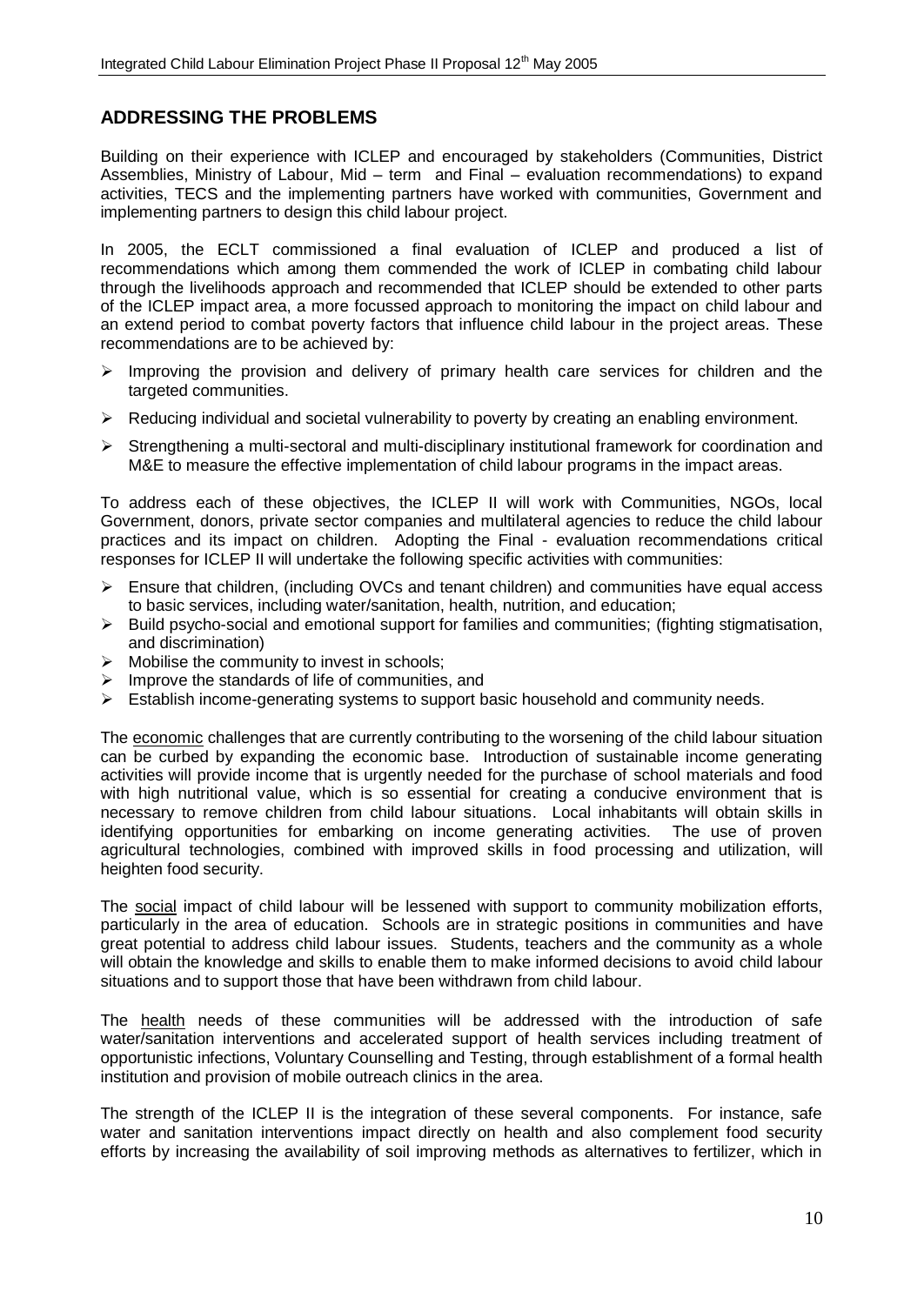## ADDRESSING THE PROBLEMS

Building on their experience with ICLEP and encouraged by stakeholders (Communities, District Assemblies, Ministry of Labour, Mid – term and Final – evaluation recommendations) to expand activities, TECS and the implementing partners have worked with communities, Government and implementing partners to design this child labour project.

In 2005, the ECLT commissioned a final evaluation of ICLEP and produced a list of recommendations which among them commended the work of ICLEP in combating child labour through the livelihoods approach and recommended that ICLEP should be extended to other parts of the ICLEP impact area, a more focussed approach to monitoring the impact on child labour and an extend period to combat poverty factors that influence child labour in the project areas. These recommendations are to be achieved by:

- Improving the provision and delivery of primary health care services for children and the targeted communities.
- Reducing individual and societal vulnerability to poverty by creating an enabling environment.
- Strengthening a multi-sectoral and multi-disciplinary institutional framework for coordination and M&E to measure the effective implementation of child labour programs in the impact areas.

To address each of these objectives, the ICLEP II will work with Communities, NGOs, local Government, donors, private sector companies and multilateral agencies to reduce the child labour practices and its impact on children. Adopting the Final - evaluation recommendations critical responses for ICLEP II will undertake the following specific activities with communities:

- Ensure that children, (including OVCs and tenant children) and communities have equal access to basic services, including water/sanitation, health, nutrition, and education;
- Build psycho-social and emotional support for families and communities; (fighting stigmatisation, and discrimination)
- Mobilise the community to invest in schools;
- Improve the standards of life of communities, and
- Establish income-generating systems to support basic household and community needs.

The economic challenges that are currently contributing to the worsening of the child labour situation can be curbed by expanding the economic base. Introduction of sustainable income generating activities will provide income that is urgently needed for the purchase of school materials and food with high nutritional value, which is so essential for creating a conducive environment that is necessary to remove children from child labour situations. Local inhabitants will obtain skills in identifying opportunities for embarking on income generating activities. The use of proven agricultural technologies, combined with improved skills in food processing and utilization, will heighten food security.

The social impact of child labour will be lessened with support to community mobilization efforts, particularly in the area of education. Schools are in strategic positions in communities and have great potential to address child labour issues. Students, teachers and the community as a whole will obtain the knowledge and skills to enable them to make informed decisions to avoid child labour situations and to support those that have been withdrawn from child labour.

The health needs of these communities will be addressed with the introduction of safe water/sanitation interventions and accelerated support of health services including treatment of opportunistic infections, Voluntary Counselling and Testing, through establishment of a formal health institution and provision of mobile outreach clinics in the area.

The strength of the ICLEP II is the integration of these several components. For instance, safe water and sanitation interventions impact directly on health and also complement food security efforts by increasing the availability of soil improving methods as alternatives to fertilizer, which in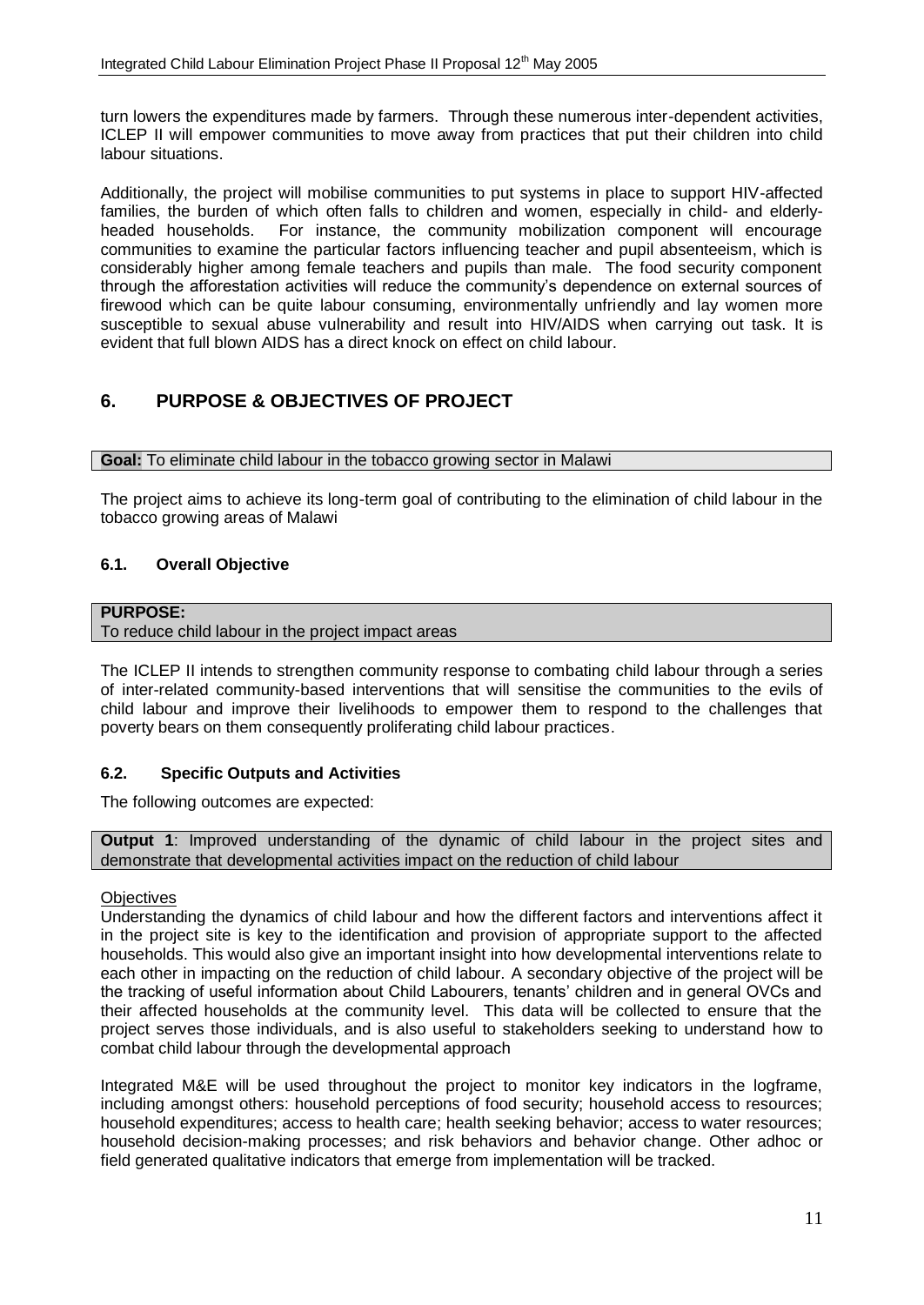turn lowers the expenditures made by farmers. Through these numerous inter-dependent activities, ICLEP II will empower communities to move away from practices that put their children into child labour situations.

Additionally, the project will mobilise communities to put systems in place to support HIV-affected families, the burden of which often falls to children and women, especially in child- and elderly-headed households. For instance, the community mobilization component will encourage communities to examine the particular factors influencing teacher and pupil absenteeism, which is considerably higher among female teachers and pupils than male. The food security component through the afforestation activities will reduce the community's dependence on external sources of firewood which can be quite labour consuming, environmentally unfriendly and lay women more susceptible to sexual abuse vulnerability and result into HIV/AIDS when carrying out task. It is evident that full blown AIDS has a direct knock on effect on child labour.

## 6. PURPOSE & OBJECTIVES OF PROJECT

**Goal:** To eliminate child labour in the tobacco growing sector in Malawi

The project aims to achieve its long-term goal of contributing to the elimination of child labour in the tobacco growing areas of Malawi

### 6.1. Overall Objective

**PURPOSE:**
To reduce child labour in the project impact areas

The ICLEP II intends to strengthen community response to combating child labour through a series of inter-related community-based interventions that will sensitise the communities to the evils of child labour and improve their livelihoods to empower them to respond to the challenges that poverty bears on them consequently proliferating child labour practices.

### 6.2. Specific Outputs and Activities

The following outcomes are expected:

**Output 1**: Improved understanding of the dynamic of child labour in the project sites and demonstrate that developmental activities impact on the reduction of child labour

Objectives

Understanding the dynamics of child labour and how the different factors and interventions affect it in the project site is key to the identification and provision of appropriate support to the affected households. This would also give an important insight into how developmental interventions relate to each other in impacting on the reduction of child labour. A secondary objective of the project will be the tracking of useful information about Child Labourers, tenants' children and in general OVCs and their affected households at the community level. This data will be collected to ensure that the project serves those individuals, and is also useful to stakeholders seeking to understand how to combat child labour through the developmental approach

Integrated M&E will be used throughout the project to monitor key indicators in the logframe, including amongst others: household perceptions of food security; household access to resources; household expenditures; access to health care; health seeking behavior; access to water resources; household decision-making processes; and risk behaviors and behavior change. Other adhoc or field generated qualitative indicators that emerge from implementation will be tracked.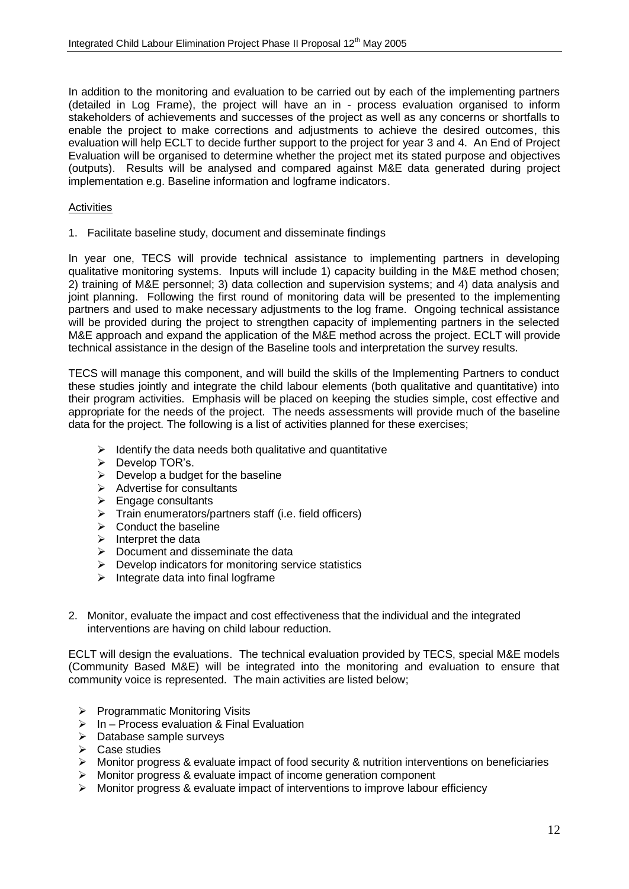In addition to the monitoring and evaluation to be carried out by each of the implementing partners (detailed in Log Frame), the project will have an in - process evaluation organised to inform stakeholders of achievements and successes of the project as well as any concerns or shortfalls to enable the project to make corrections and adjustments to achieve the desired outcomes, this evaluation will help ECLT to decide further support to the project for year 3 and 4. An End of Project Evaluation will be organised to determine whether the project met its stated purpose and objectives (outputs). Results will be analysed and compared against M&E data generated during project implementation e.g. Baseline information and logframe indicators.

Activities

1. Facilitate baseline study, document and disseminate findings

In year one, TECS will provide technical assistance to implementing partners in developing qualitative monitoring systems. Inputs will include 1) capacity building in the M&E method chosen; 2) training of M&E personnel; 3) data collection and supervision systems; and 4) data analysis and joint planning. Following the first round of monitoring data will be presented to the implementing partners and used to make necessary adjustments to the log frame. Ongoing technical assistance will be provided during the project to strengthen capacity of implementing partners in the selected M&E approach and expand the application of the M&E method across the project. ECLT will provide technical assistance in the design of the Baseline tools and interpretation the survey results.

TECS will manage this component, and will build the skills of the Implementing Partners to conduct these studies jointly and integrate the child labour elements (both qualitative and quantitative) into their program activities. Emphasis will be placed on keeping the studies simple, cost effective and appropriate for the needs of the project. The needs assessments will provide much of the baseline data for the project. The following is a list of activities planned for these exercises;

- Identify the data needs both qualitative and quantitative
- Develop TOR's.
- Develop a budget for the baseline
- Advertise for consultants
- Engage consultants
- Train enumerators/partners staff (i.e. field officers)
- Conduct the baseline
- Interpret the data
- Document and disseminate the data
- Develop indicators for monitoring service statistics
- Integrate data into final logframe

2. Monitor, evaluate the impact and cost effectiveness that the individual and the integrated interventions are having on child labour reduction.

ECLT will design the evaluations. The technical evaluation provided by TECS, special M&E models (Community Based M&E) will be integrated into the monitoring and evaluation to ensure that community voice is represented. The main activities are listed below;

- Programmatic Monitoring Visits
- In – Process evaluation & Final Evaluation
- Database sample surveys
- Case studies
- Monitor progress & evaluate impact of food security & nutrition interventions on beneficiaries
- Monitor progress & evaluate impact of income generation component
- Monitor progress & evaluate impact of interventions to improve labour efficiency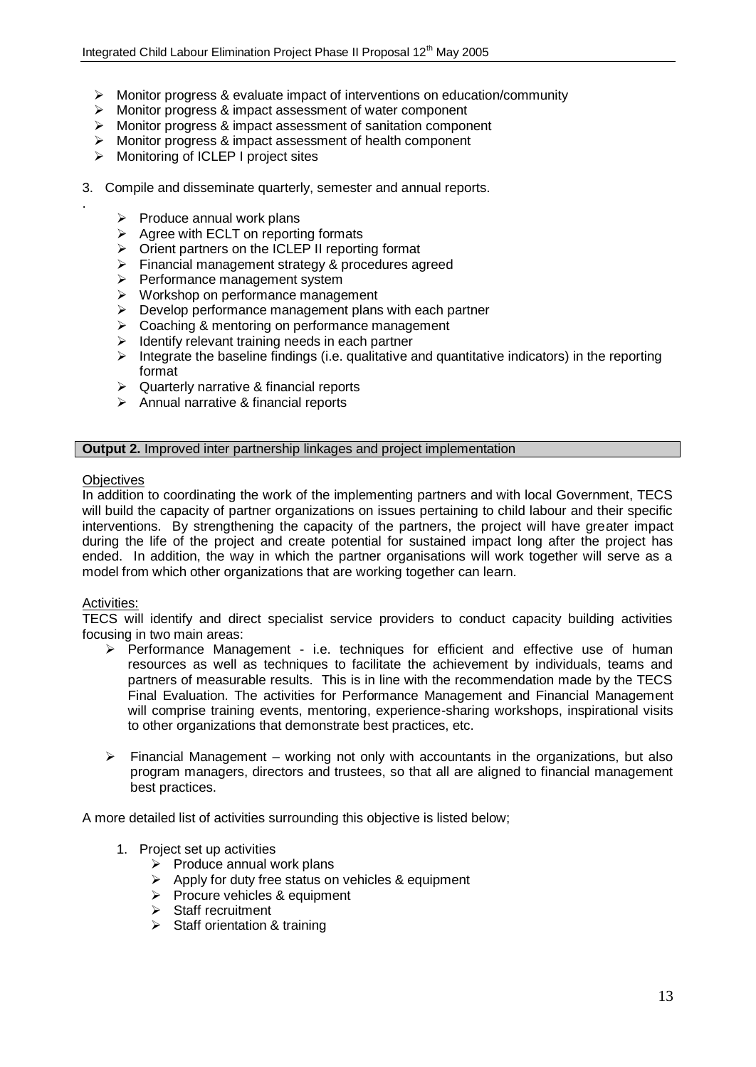- Monitor progress & evaluate impact of interventions on education/community
- Monitor progress & impact assessment of water component
- Monitor progress & impact assessment of sanitation component
- Monitor progress & impact assessment of health component
- Monitoring of ICLEP I project sites

3. Compile and disseminate quarterly, semester and annual reports.

.

  - Produce annual work plans
  - Agree with ECLT on reporting formats
  - Orient partners on the ICLEP II reporting format
  - Financial management strategy & procedures agreed
  - Performance management system
  - Workshop on performance management
  - Develop performance management plans with each partner
  - Coaching & mentoring on performance management
  - Identify relevant training needs in each partner
  - Integrate the baseline findings (i.e. qualitative and quantitative indicators) in the reporting format
  - Quarterly narrative & financial reports
  - Annual narrative & financial reports

**Output 2.** Improved inter partnership linkages and project implementation

Objectives

In addition to coordinating the work of the implementing partners and with local Government, TECS will build the capacity of partner organizations on issues pertaining to child labour and their specific interventions. By strengthening the capacity of the partners, the project will have greater impact during the life of the project and create potential for sustained impact long after the project has ended. In addition, the way in which the partner organisations will work together will serve as a model from which other organizations that are working together can learn.

Activities:

TECS will identify and direct specialist service providers to conduct capacity building activities focusing in two main areas:

- Performance Management - i.e. techniques for efficient and effective use of human resources as well as techniques to facilitate the achievement by individuals, teams and partners of measurable results. This is in line with the recommendation made by the TECS Final Evaluation. The activities for Performance Management and Financial Management will comprise training events, mentoring, experience-sharing workshops, inspirational visits to other organizations that demonstrate best practices, etc.

- Financial Management – working not only with accountants in the organizations, but also program managers, directors and trustees, so that all are aligned to financial management best practices.

A more detailed list of activities surrounding this objective is listed below;

1. Project set up activities
   - Produce annual work plans
   - Apply for duty free status on vehicles & equipment
   - Procure vehicles & equipment
   - Staff recruitment
   - Staff orientation & training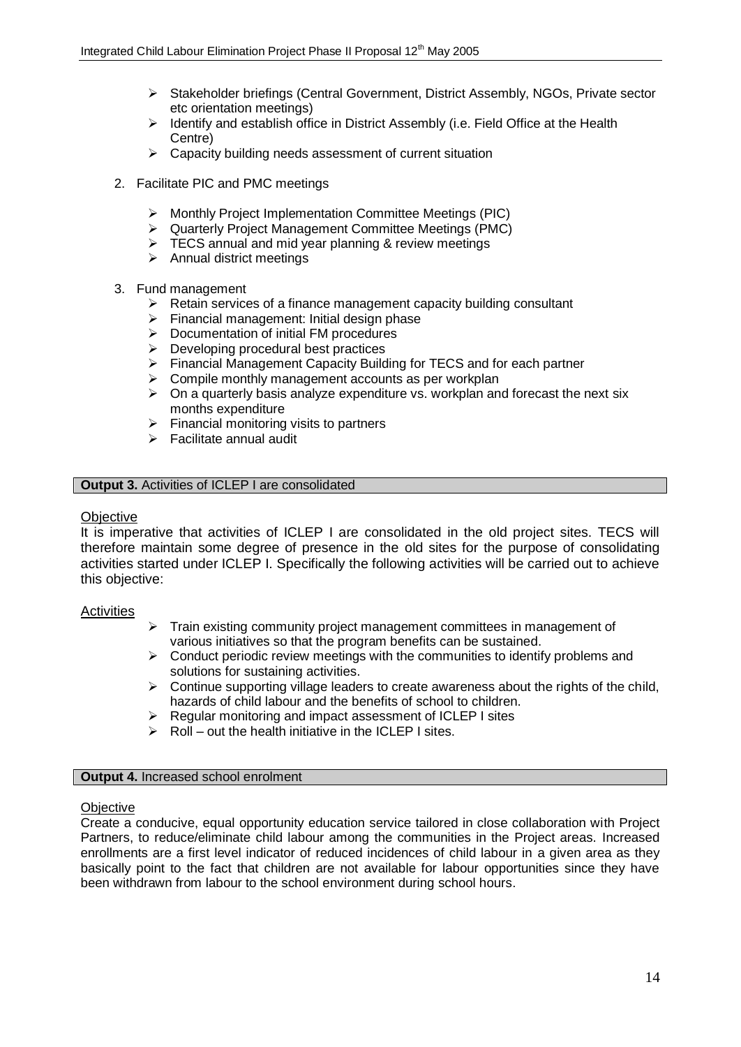- Stakeholder briefings (Central Government, District Assembly, NGOs, Private sector etc orientation meetings)
- Identify and establish office in District Assembly (i.e. Field Office at the Health Centre)
- Capacity building needs assessment of current situation

2. Facilitate PIC and PMC meetings

   - Monthly Project Implementation Committee Meetings (PIC)
   - Quarterly Project Management Committee Meetings (PMC)
   - TECS annual and mid year planning & review meetings
   - Annual district meetings

3. Fund management
   - Retain services of a finance management capacity building consultant
   - Financial management: Initial design phase
   - Documentation of initial FM procedures
   - Developing procedural best practices
   - Financial Management Capacity Building for TECS and for each partner
   - Compile monthly management accounts as per workplan
   - On a quarterly basis analyze expenditure vs. workplan and forecast the next six months expenditure
   - Financial monitoring visits to partners
   - Facilitate annual audit

**Output 3.** Activities of ICLEP I are consolidated

Objective

It is imperative that activities of ICLEP I are consolidated in the old project sites. TECS will therefore maintain some degree of presence in the old sites for the purpose of consolidating activities started under ICLEP I. Specifically the following activities will be carried out to achieve this objective:

Activities

- Train existing community project management committees in management of various initiatives so that the program benefits can be sustained.
- Conduct periodic review meetings with the communities to identify problems and solutions for sustaining activities.
- Continue supporting village leaders to create awareness about the rights of the child, hazards of child labour and the benefits of school to children.
- Regular monitoring and impact assessment of ICLEP I sites
- Roll – out the health initiative in the ICLEP I sites.

**Output 4.** Increased school enrolment

Objective

Create a conducive, equal opportunity education service tailored in close collaboration with Project Partners, to reduce/eliminate child labour among the communities in the Project areas. Increased enrollments are a first level indicator of reduced incidences of child labour in a given area as they basically point to the fact that children are not available for labour opportunities since they have been withdrawn from labour to the school environment during school hours.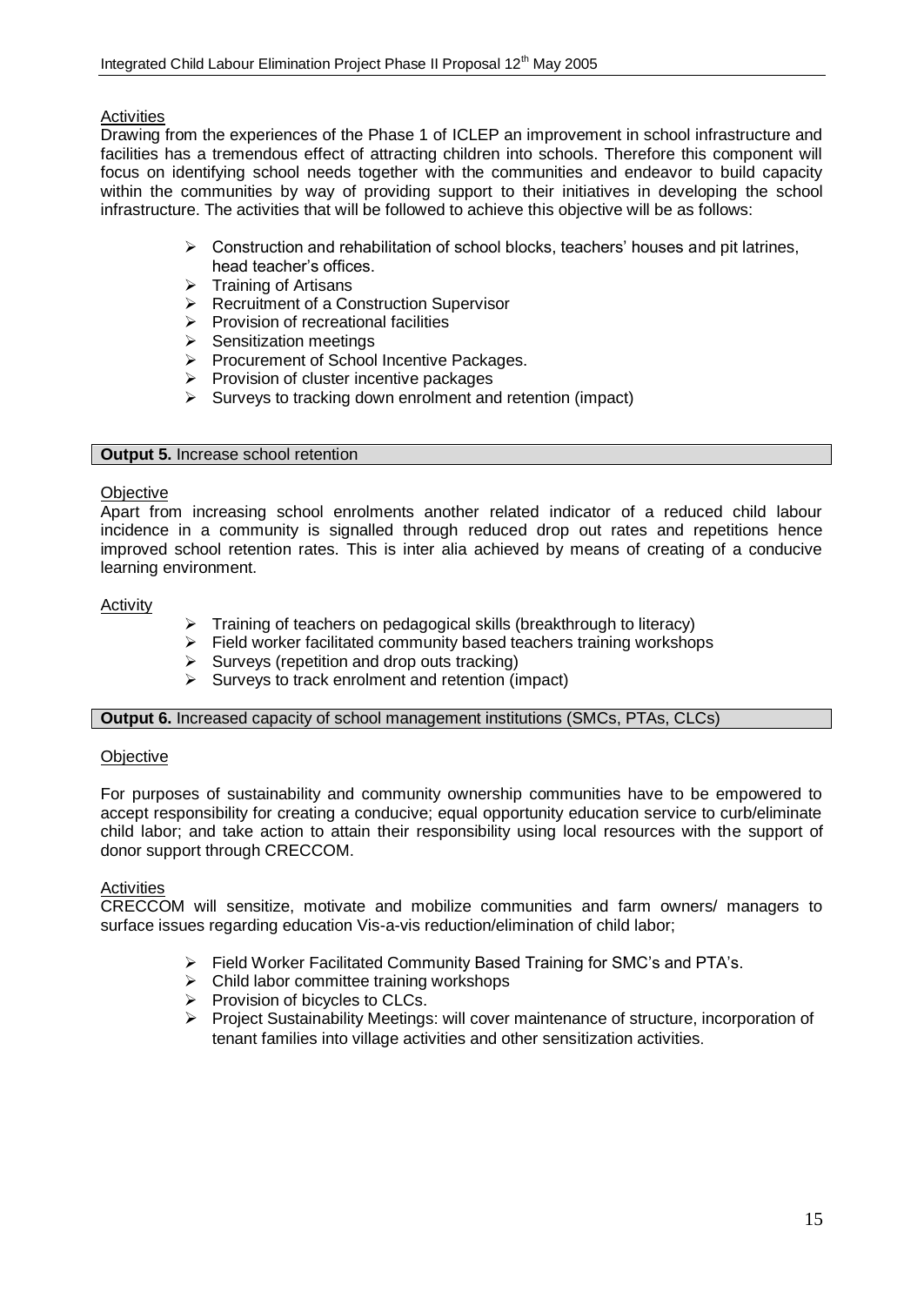Activities

Drawing from the experiences of the Phase 1 of ICLEP an improvement in school infrastructure and facilities has a tremendous effect of attracting children into schools. Therefore this component will focus on identifying school needs together with the communities and endeavor to build capacity within the communities by way of providing support to their initiatives in developing the school infrastructure. The activities that will be followed to achieve this objective will be as follows:

- Construction and rehabilitation of school blocks, teachers' houses and pit latrines, head teacher's offices.
- Training of Artisans
- Recruitment of a Construction Supervisor
- Provision of recreational facilities
- Sensitization meetings
- Procurement of School Incentive Packages.
- Provision of cluster incentive packages
- Surveys to tracking down enrolment and retention (impact)

**Output 5.** Increase school retention

Objective

Apart from increasing school enrolments another related indicator of a reduced child labour incidence in a community is signalled through reduced drop out rates and repetitions hence improved school retention rates. This is inter alia achieved by means of creating of a conducive learning environment.

Activity

- Training of teachers on pedagogical skills (breakthrough to literacy)
- Field worker facilitated community based teachers training workshops
- Surveys (repetition and drop outs tracking)
- Surveys to track enrolment and retention (impact)

**Output 6.** Increased capacity of school management institutions (SMCs, PTAs, CLCs)

Objective

For purposes of sustainability and community ownership communities have to be empowered to accept responsibility for creating a conducive; equal opportunity education service to curb/eliminate child labor; and take action to attain their responsibility using local resources with the support of donor support through CRECCOM.

Activities

CRECCOM will sensitize, motivate and mobilize communities and farm owners/ managers to surface issues regarding education Vis-a-vis reduction/elimination of child labor;

- Field Worker Facilitated Community Based Training for SMC's and PTA's.
- Child labor committee training workshops
- Provision of bicycles to CLCs.
- Project Sustainability Meetings: will cover maintenance of structure, incorporation of tenant families into village activities and other sensitization activities.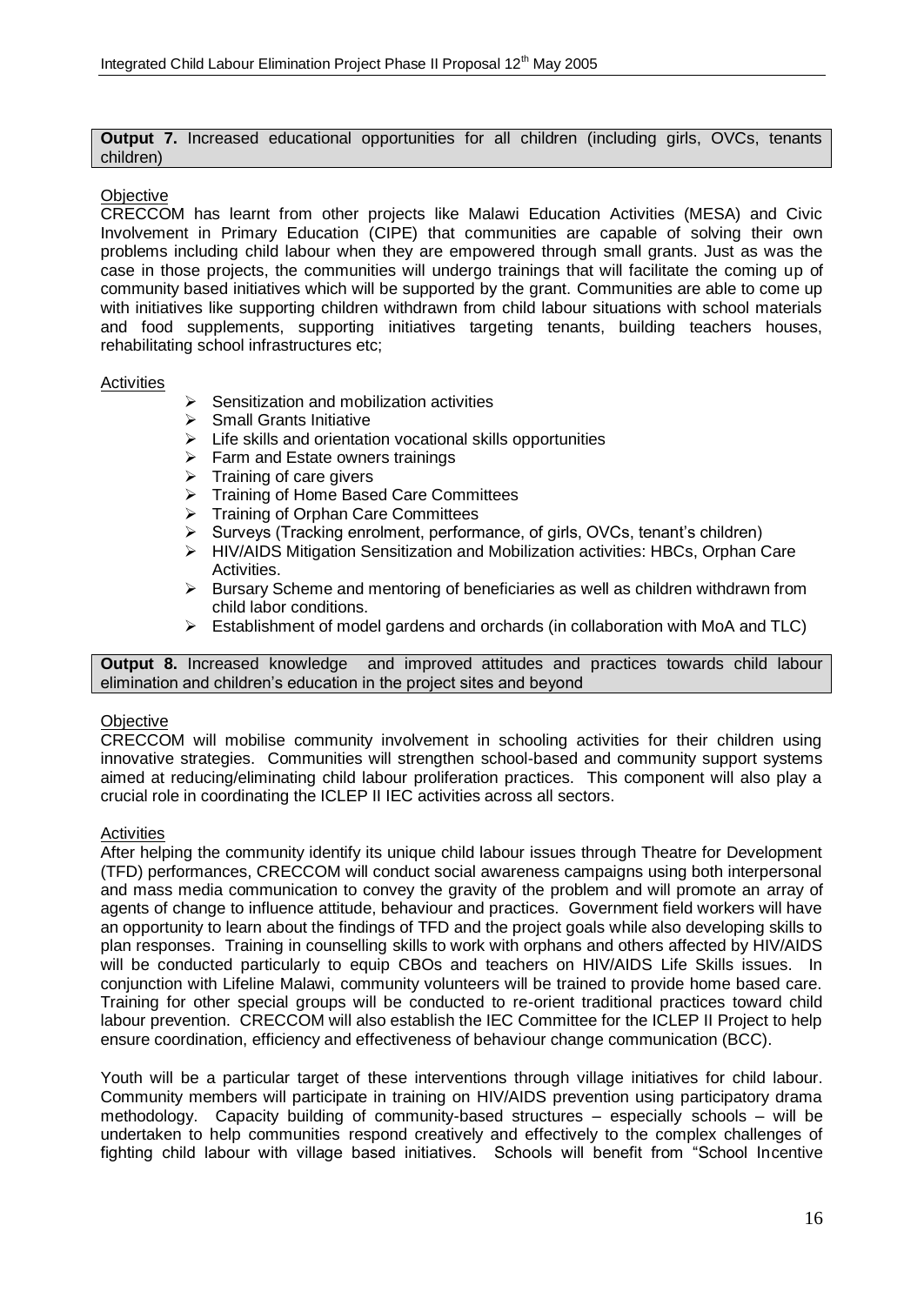**Output 7.** Increased educational opportunities for all children (including girls, OVCs, tenants children)

Objective

CRECCOM has learnt from other projects like Malawi Education Activities (MESA) and Civic Involvement in Primary Education (CIPE) that communities are capable of solving their own problems including child labour when they are empowered through small grants. Just as was the case in those projects, the communities will undergo trainings that will facilitate the coming up of community based initiatives which will be supported by the grant. Communities are able to come up with initiatives like supporting children withdrawn from child labour situations with school materials and food supplements, supporting initiatives targeting tenants, building teachers houses, rehabilitating school infrastructures etc;

Activities

- Sensitization and mobilization activities
- Small Grants Initiative
- Life skills and orientation vocational skills opportunities
- Farm and Estate owners trainings
- Training of care givers
- Training of Home Based Care Committees
- Training of Orphan Care Committees
- Surveys (Tracking enrolment, performance, of girls, OVCs, tenant's children)
- HIV/AIDS Mitigation Sensitization and Mobilization activities: HBCs, Orphan Care Activities.
- Bursary Scheme and mentoring of beneficiaries as well as children withdrawn from child labor conditions.
- Establishment of model gardens and orchards (in collaboration with MoA and TLC)

**Output 8.** Increased knowledge and improved attitudes and practices towards child labour elimination and children's education in the project sites and beyond

Objective

CRECCOM will mobilise community involvement in schooling activities for their children using innovative strategies. Communities will strengthen school-based and community support systems aimed at reducing/eliminating child labour proliferation practices. This component will also play a crucial role in coordinating the ICLEP II IEC activities across all sectors.

Activities

After helping the community identify its unique child labour issues through Theatre for Development (TFD) performances, CRECCOM will conduct social awareness campaigns using both interpersonal and mass media communication to convey the gravity of the problem and will promote an array of agents of change to influence attitude, behaviour and practices. Government field workers will have an opportunity to learn about the findings of TFD and the project goals while also developing skills to plan responses. Training in counselling skills to work with orphans and others affected by HIV/AIDS will be conducted particularly to equip CBOs and teachers on HIV/AIDS Life Skills issues. In conjunction with Lifeline Malawi, community volunteers will be trained to provide home based care. Training for other special groups will be conducted to re-orient traditional practices toward child labour prevention. CRECCOM will also establish the IEC Committee for the ICLEP II Project to help ensure coordination, efficiency and effectiveness of behaviour change communication (BCC).

Youth will be a particular target of these interventions through village initiatives for child labour. Community members will participate in training on HIV/AIDS prevention using participatory drama methodology. Capacity building of community-based structures – especially schools – will be undertaken to help communities respond creatively and effectively to the complex challenges of fighting child labour with village based initiatives. Schools will benefit from "School Incentive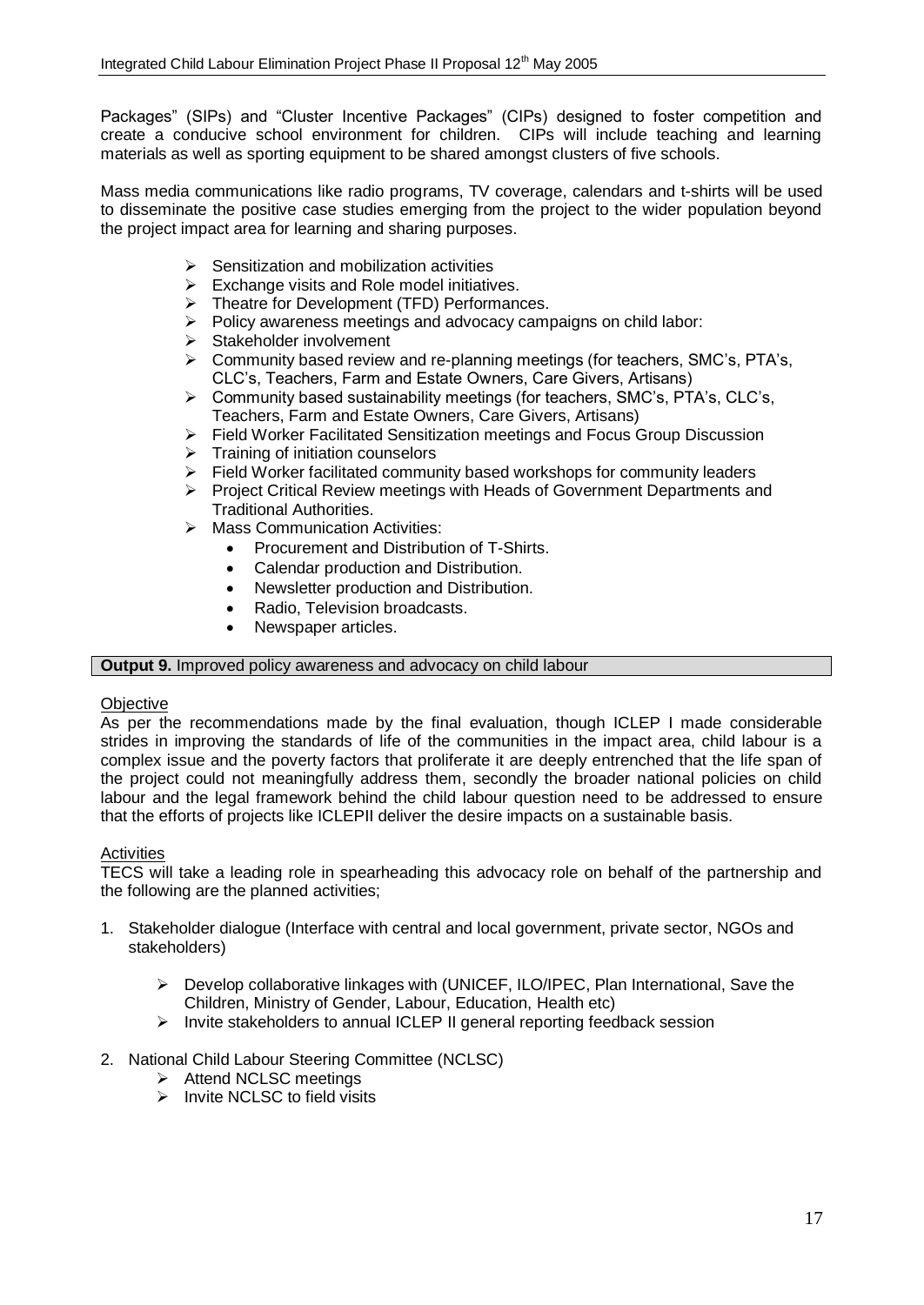Packages" (SIPs) and "Cluster Incentive Packages" (CIPs) designed to foster competition and create a conducive school environment for children. CIPs will include teaching and learning materials as well as sporting equipment to be shared amongst clusters of five schools.

Mass media communications like radio programs, TV coverage, calendars and t-shirts will be used to disseminate the positive case studies emerging from the project to the wider population beyond the project impact area for learning and sharing purposes.

- Sensitization and mobilization activities
- Exchange visits and Role model initiatives.
- Theatre for Development (TFD) Performances.
- Policy awareness meetings and advocacy campaigns on child labor:
- Stakeholder involvement
- Community based review and re-planning meetings (for teachers, SMC's, PTA's, CLC's, Teachers, Farm and Estate Owners, Care Givers, Artisans)
- Community based sustainability meetings (for teachers, SMC's, PTA's, CLC's, Teachers, Farm and Estate Owners, Care Givers, Artisans)
- Field Worker Facilitated Sensitization meetings and Focus Group Discussion
- Training of initiation counselors
- Field Worker facilitated community based workshops for community leaders
- Project Critical Review meetings with Heads of Government Departments and Traditional Authorities.
- Mass Communication Activities:
  - Procurement and Distribution of T-Shirts.
  - Calendar production and Distribution.
  - Newsletter production and Distribution.
  - Radio, Television broadcasts.
  - Newspaper articles.

**Output 9.** Improved policy awareness and advocacy on child labour

Objective

As per the recommendations made by the final evaluation, though ICLEP I made considerable strides in improving the standards of life of the communities in the impact area, child labour is a complex issue and the poverty factors that proliferate it are deeply entrenched that the life span of the project could not meaningfully address them, secondly the broader national policies on child labour and the legal framework behind the child labour question need to be addressed to ensure that the efforts of projects like ICLEPII deliver the desire impacts on a sustainable basis.

Activities

TECS will take a leading role in spearheading this advocacy role on behalf of the partnership and the following are the planned activities;

1. Stakeholder dialogue (Interface with central and local government, private sector, NGOs and stakeholders)
   - Develop collaborative linkages with (UNICEF, ILO/IPEC, Plan International, Save the Children, Ministry of Gender, Labour, Education, Health etc)
   - Invite stakeholders to annual ICLEP II general reporting feedback session
2. National Child Labour Steering Committee (NCLSC)
   - Attend NCLSC meetings
   - Invite NCLSC to field visits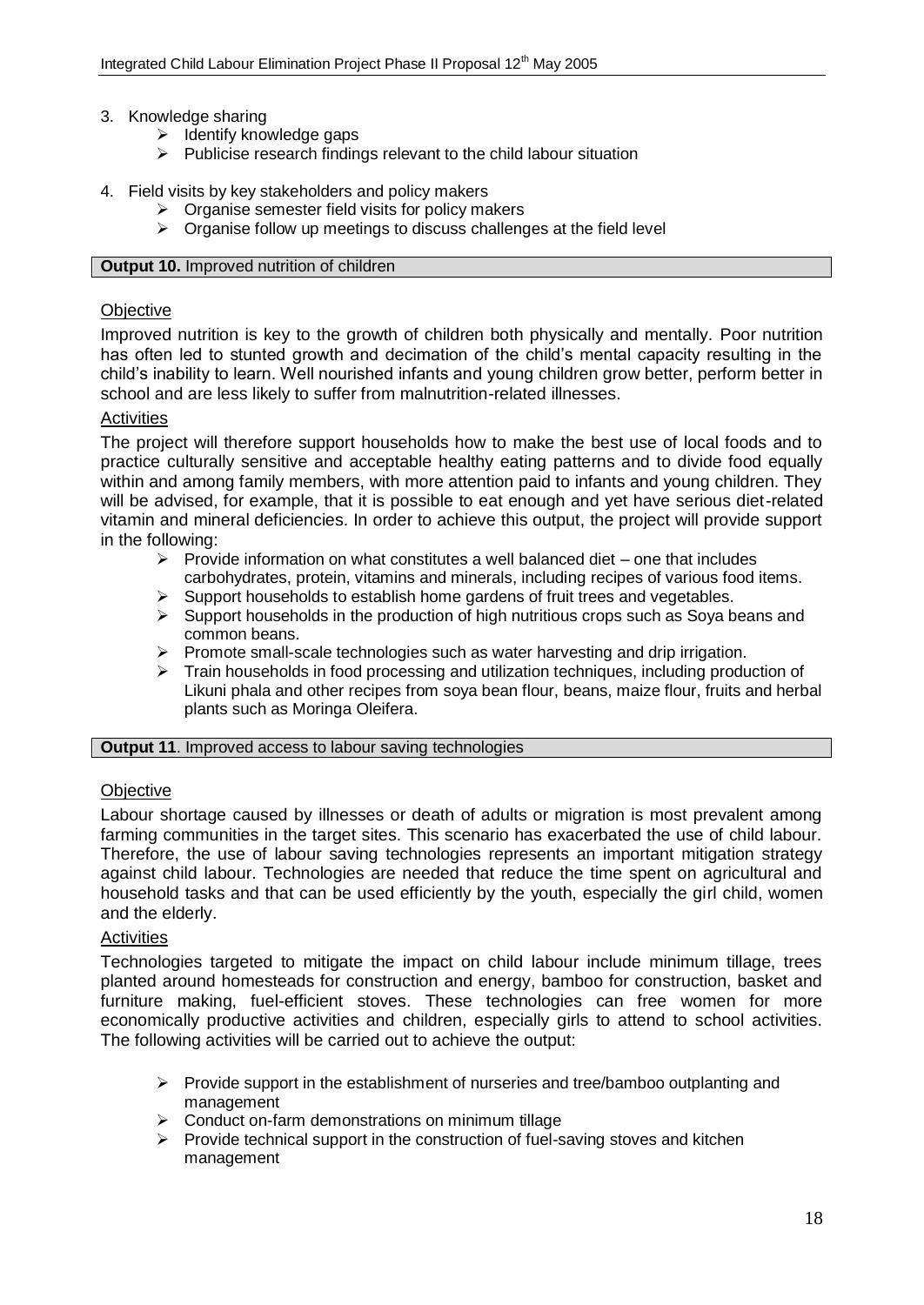3. Knowledge sharing
    - Identify knowledge gaps
    - Publicise research findings relevant to the child labour situation

4. Field visits by key stakeholders and policy makers
    - Organise semester field visits for policy makers
    - Organise follow up meetings to discuss challenges at the field level

**Output 10.** Improved nutrition of children

Objective

Improved nutrition is key to the growth of children both physically and mentally. Poor nutrition has often led to stunted growth and decimation of the child's mental capacity resulting in the child's inability to learn. Well nourished infants and young children grow better, perform better in school and are less likely to suffer from malnutrition-related illnesses.

Activities

The project will therefore support households how to make the best use of local foods and to practice culturally sensitive and acceptable healthy eating patterns and to divide food equally within and among family members, with more attention paid to infants and young children. They will be advised, for example, that it is possible to eat enough and yet have serious diet-related vitamin and mineral deficiencies. In order to achieve this output, the project will provide support in the following:

- Provide information on what constitutes a well balanced diet – one that includes carbohydrates, protein, vitamins and minerals, including recipes of various food items.
- Support households to establish home gardens of fruit trees and vegetables.
- Support households in the production of high nutritious crops such as Soya beans and common beans.
- Promote small-scale technologies such as water harvesting and drip irrigation.
- Train households in food processing and utilization techniques, including production of Likuni phala and other recipes from soya bean flour, beans, maize flour, fruits and herbal plants such as Moringa Oleifera.

**Output 11**. Improved access to labour saving technologies

Objective

Labour shortage caused by illnesses or death of adults or migration is most prevalent among farming communities in the target sites. This scenario has exacerbated the use of child labour. Therefore, the use of labour saving technologies represents an important mitigation strategy against child labour. Technologies are needed that reduce the time spent on agricultural and household tasks and that can be used efficiently by the youth, especially the girl child, women and the elderly.

Activities

Technologies targeted to mitigate the impact on child labour include minimum tillage, trees planted around homesteads for construction and energy, bamboo for construction, basket and furniture making, fuel-efficient stoves. These technologies can free women for more economically productive activities and children, especially girls to attend to school activities. The following activities will be carried out to achieve the output:

- Provide support in the establishment of nurseries and tree/bamboo outplanting and management
- Conduct on-farm demonstrations on minimum tillage
- Provide technical support in the construction of fuel-saving stoves and kitchen management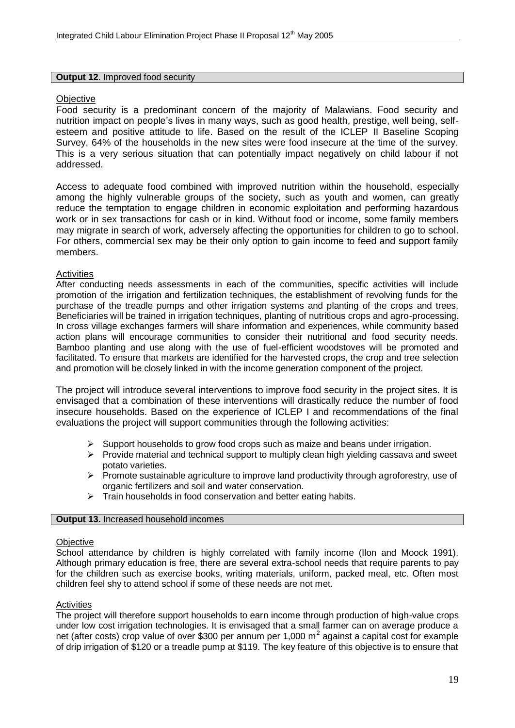**Output 12**. Improved food security

Objective

Food security is a predominant concern of the majority of Malawians. Food security and nutrition impact on people's lives in many ways, such as good health, prestige, well being, self-esteem and positive attitude to life. Based on the result of the ICLEP II Baseline Scoping Survey, 64% of the households in the new sites were food insecure at the time of the survey. This is a very serious situation that can potentially impact negatively on child labour if not addressed.

Access to adequate food combined with improved nutrition within the household, especially among the highly vulnerable groups of the society, such as youth and women, can greatly reduce the temptation to engage children in economic exploitation and performing hazardous work or in sex transactions for cash or in kind. Without food or income, some family members may migrate in search of work, adversely affecting the opportunities for children to go to school. For others, commercial sex may be their only option to gain income to feed and support family members.

Activities

After conducting needs assessments in each of the communities, specific activities will include promotion of the irrigation and fertilization techniques, the establishment of revolving funds for the purchase of the treadle pumps and other irrigation systems and planting of the crops and trees. Beneficiaries will be trained in irrigation techniques, planting of nutritious crops and agro-processing. In cross village exchanges farmers will share information and experiences, while community based action plans will encourage communities to consider their nutritional and food security needs. Bamboo planting and use along with the use of fuel-efficient woodstoves will be promoted and facilitated. To ensure that markets are identified for the harvested crops, the crop and tree selection and promotion will be closely linked in with the income generation component of the project.

The project will introduce several interventions to improve food security in the project sites. It is envisaged that a combination of these interventions will drastically reduce the number of food insecure households. Based on the experience of ICLEP I and recommendations of the final evaluations the project will support communities through the following activities:

- Support households to grow food crops such as maize and beans under irrigation.
- Provide material and technical support to multiply clean high yielding cassava and sweet potato varieties.
- Promote sustainable agriculture to improve land productivity through agroforestry, use of organic fertilizers and soil and water conservation.
- Train households in food conservation and better eating habits.

**Output 13.** Increased household incomes

Objective

School attendance by children is highly correlated with family income (Ilon and Moock 1991). Although primary education is free, there are several extra-school needs that require parents to pay for the children such as exercise books, writing materials, uniform, packed meal, etc. Often most children feel shy to attend school if some of these needs are not met.

Activities

The project will therefore support households to earn income through production of high-value crops under low cost irrigation technologies. It is envisaged that a small farmer can on average produce a net (after costs) crop value of over \$300 per annum per 1,000 $m^2$ against a capital cost for example of drip irrigation of \$120 or a treadle pump at \$119. The key feature of this objective is to ensure that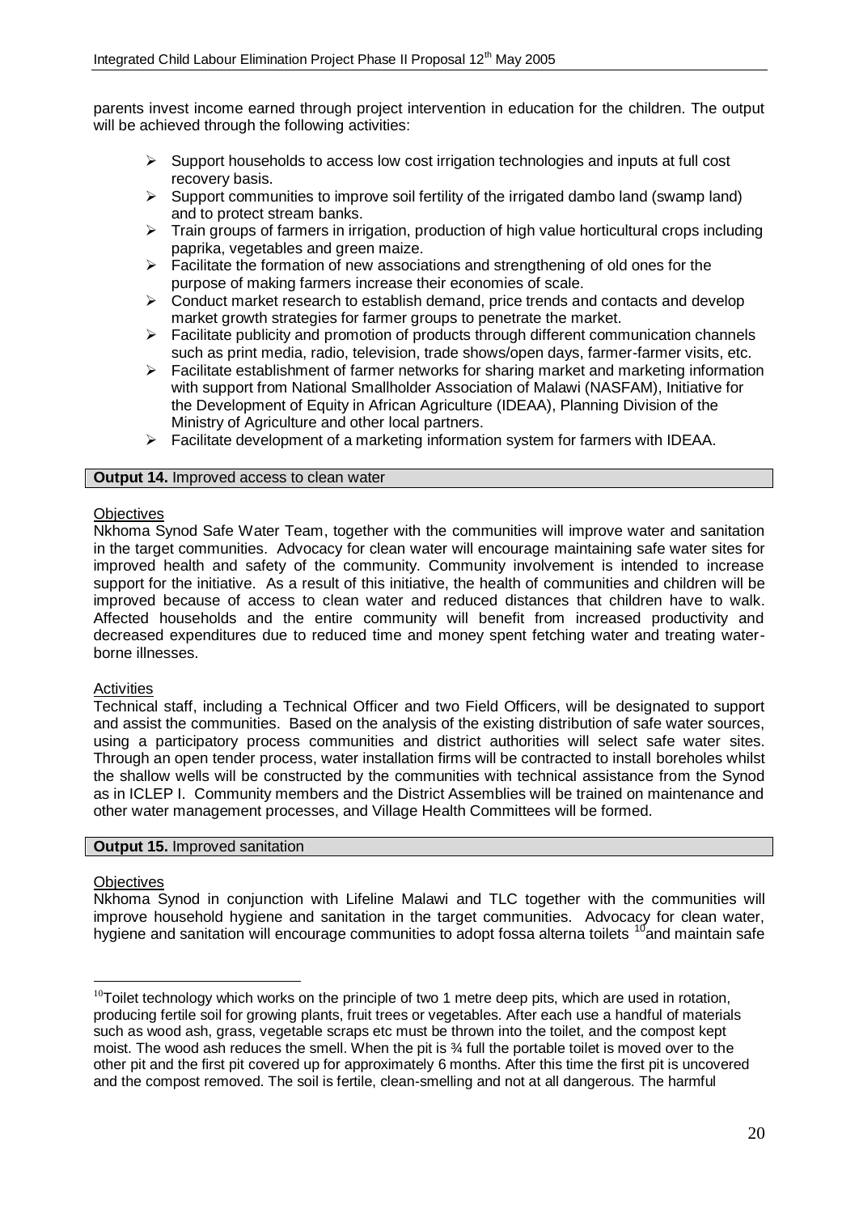parents invest income earned through project intervention in education for the children. The output will be achieved through the following activities:

- Support households to access low cost irrigation technologies and inputs at full cost recovery basis.
- Support communities to improve soil fertility of the irrigated dambo land (swamp land) and to protect stream banks.
- Train groups of farmers in irrigation, production of high value horticultural crops including paprika, vegetables and green maize.
- Facilitate the formation of new associations and strengthening of old ones for the purpose of making farmers increase their economies of scale.
- Conduct market research to establish demand, price trends and contacts and develop market growth strategies for farmer groups to penetrate the market.
- Facilitate publicity and promotion of products through different communication channels such as print media, radio, television, trade shows/open days, farmer-farmer visits, etc.
- Facilitate establishment of farmer networks for sharing market and marketing information with support from National Smallholder Association of Malawi (NASFAM), Initiative for the Development of Equity in African Agriculture (IDEAA), Planning Division of the Ministry of Agriculture and other local partners.
- Facilitate development of a marketing information system for farmers with IDEAA.

**Output 14.** Improved access to clean water

Objectives

Nkhoma Synod Safe Water Team, together with the communities will improve water and sanitation in the target communities. Advocacy for clean water will encourage maintaining safe water sites for improved health and safety of the community. Community involvement is intended to increase support for the initiative. As a result of this initiative, the health of communities and children will be improved because of access to clean water and reduced distances that children have to walk. Affected households and the entire community will benefit from increased productivity and decreased expenditures due to reduced time and money spent fetching water and treating water-borne illnesses.

Activities

Technical staff, including a Technical Officer and two Field Officers, will be designated to support and assist the communities. Based on the analysis of the existing distribution of safe water sources, using a participatory process communities and district authorities will select safe water sites. Through an open tender process, water installation firms will be contracted to install boreholes whilst the shallow wells will be constructed by the communities with technical assistance from the Synod as in ICLEP I. Community members and the District Assemblies will be trained on maintenance and other water management processes, and Village Health Committees will be formed.

**Output 15.** Improved sanitation

Objectives

Nkhoma Synod in conjunction with Lifeline Malawi and TLC together with the communities will improve household hygiene and sanitation in the target communities. Advocacy for clean water, hygiene and sanitation will encourage communities to adopt fossa alterna toilets [10] and maintain safe

[10] Toilet technology which works on the principle of two 1 metre deep pits, which are used in rotation, producing fertile soil for growing plants, fruit trees or vegetables. After each use a handful of materials such as wood ash, grass, vegetable scraps etc must be thrown into the toilet, and the compost kept moist. The wood ash reduces the smell. When the pit is ¾ full the portable toilet is moved over to the other pit and the first pit covered up for approximately 6 months. After this time the first pit is uncovered and the compost removed. The soil is fertile, clean-smelling and not at all dangerous. The harmful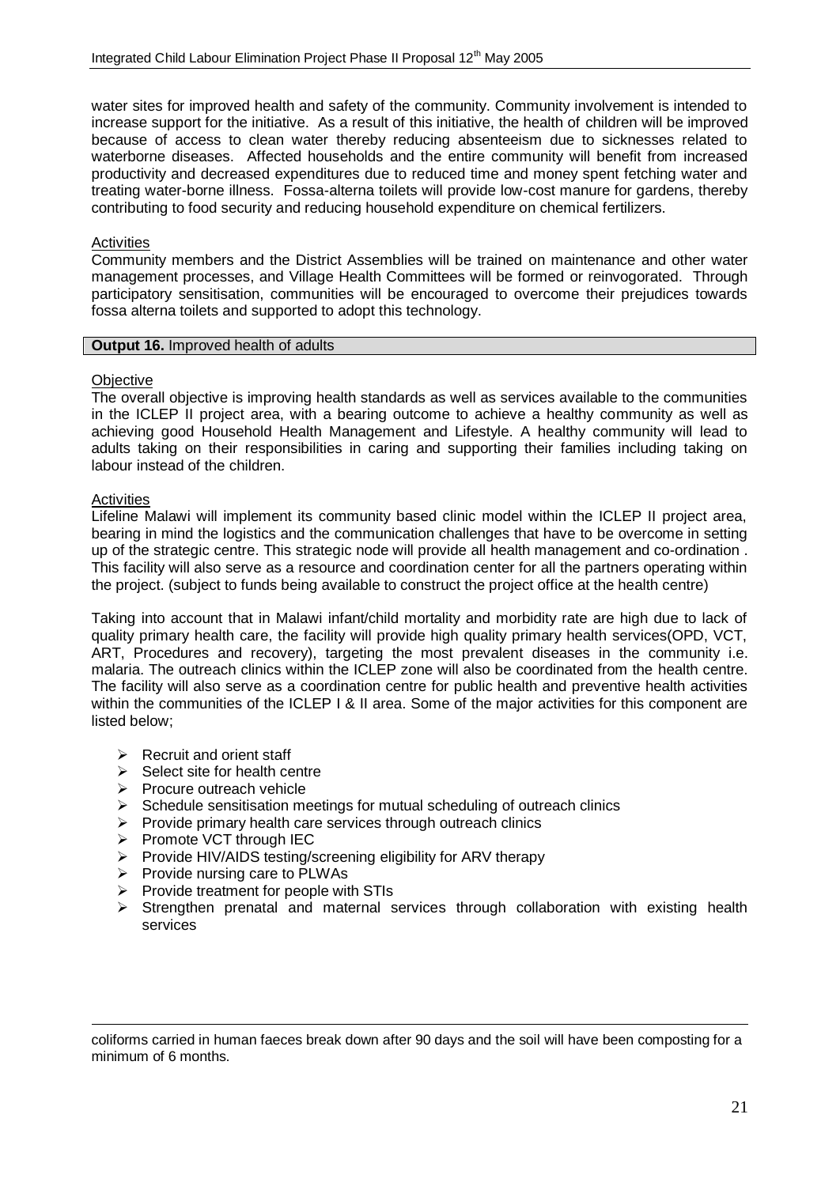water sites for improved health and safety of the community. Community involvement is intended to increase support for the initiative. As a result of this initiative, the health of children will be improved because of access to clean water thereby reducing absenteeism due to sicknesses related to waterborne diseases. Affected households and the entire community will benefit from increased productivity and decreased expenditures due to reduced time and money spent fetching water and treating water-borne illness. Fossa-alterna toilets will provide low-cost manure for gardens, thereby contributing to food security and reducing household expenditure on chemical fertilizers.

Activities

Community members and the District Assemblies will be trained on maintenance and other water management processes, and Village Health Committees will be formed or reinvogorated. Through participatory sensitisation, communities will be encouraged to overcome their prejudices towards fossa alterna toilets and supported to adopt this technology.

**Output 16.** Improved health of adults

Objective

The overall objective is improving health standards as well as services available to the communities in the ICLEP II project area, with a bearing outcome to achieve a healthy community as well as achieving good Household Health Management and Lifestyle. A healthy community will lead to adults taking on their responsibilities in caring and supporting their families including taking on labour instead of the children.

Activities

Lifeline Malawi will implement its community based clinic model within the ICLEP II project area, bearing in mind the logistics and the communication challenges that have to be overcome in setting up of the strategic centre. This strategic node will provide all health management and co-ordination . This facility will also serve as a resource and coordination center for all the partners operating within the project. (subject to funds being available to construct the project office at the health centre)

Taking into account that in Malawi infant/child mortality and morbidity rate are high due to lack of quality primary health care, the facility will provide high quality primary health services(OPD, VCT, ART, Procedures and recovery), targeting the most prevalent diseases in the community i.e. malaria. The outreach clinics within the ICLEP zone will also be coordinated from the health centre. The facility will also serve as a coordination centre for public health and preventive health activities within the communities of the ICLEP I & II area. Some of the major activities for this component are listed below;

- Recruit and orient staff
- Select site for health centre
- Procure outreach vehicle
- Schedule sensitisation meetings for mutual scheduling of outreach clinics
- Provide primary health care services through outreach clinics
- Promote VCT through IEC
- Provide HIV/AIDS testing/screening eligibility for ARV therapy
- Provide nursing care to PLWAs
- Provide treatment for people with STIs
- Strengthen prenatal and maternal services through collaboration with existing health services

---

coliforms carried in human faeces break down after 90 days and the soil will have been composting for a minimum of 6 months.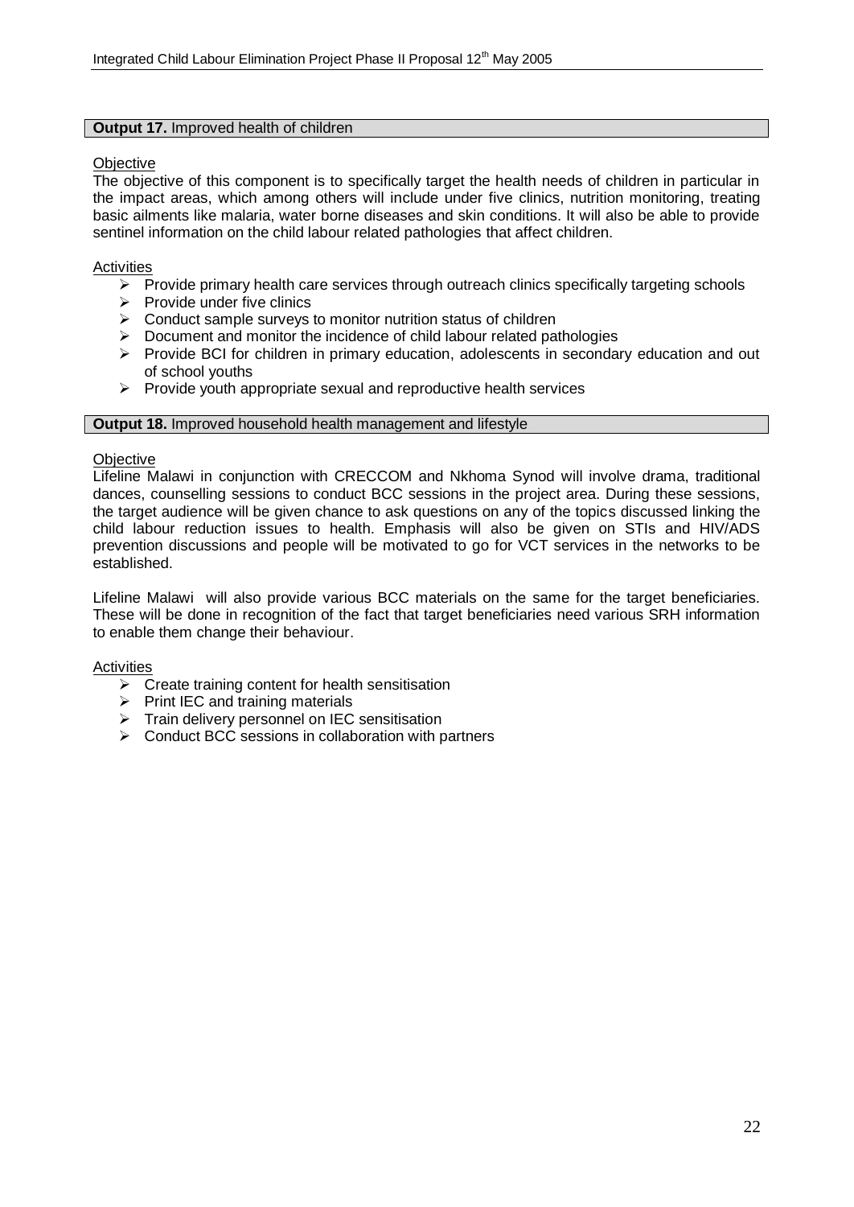**Output 17.** Improved health of children

Objective

The objective of this component is to specifically target the health needs of children in particular in the impact areas, which among others will include under five clinics, nutrition monitoring, treating basic ailments like malaria, water borne diseases and skin conditions. It will also be able to provide sentinel information on the child labour related pathologies that affect children.

Activities

- Provide primary health care services through outreach clinics specifically targeting schools
- Provide under five clinics
- Conduct sample surveys to monitor nutrition status of children
- Document and monitor the incidence of child labour related pathologies
- Provide BCI for children in primary education, adolescents in secondary education and out of school youths
- Provide youth appropriate sexual and reproductive health services

**Output 18.** Improved household health management and lifestyle

Objective

Lifeline Malawi in conjunction with CRECCOM and Nkhoma Synod will involve drama, traditional dances, counselling sessions to conduct BCC sessions in the project area. During these sessions, the target audience will be given chance to ask questions on any of the topics discussed linking the child labour reduction issues to health. Emphasis will also be given on STIs and HIV/ADS prevention discussions and people will be motivated to go for VCT services in the networks to be established.

Lifeline Malawi will also provide various BCC materials on the same for the target beneficiaries. These will be done in recognition of the fact that target beneficiaries need various SRH information to enable them change their behaviour.

Activities

- Create training content for health sensitisation
- Print IEC and training materials
- Train delivery personnel on IEC sensitisation
- Conduct BCC sessions in collaboration with partners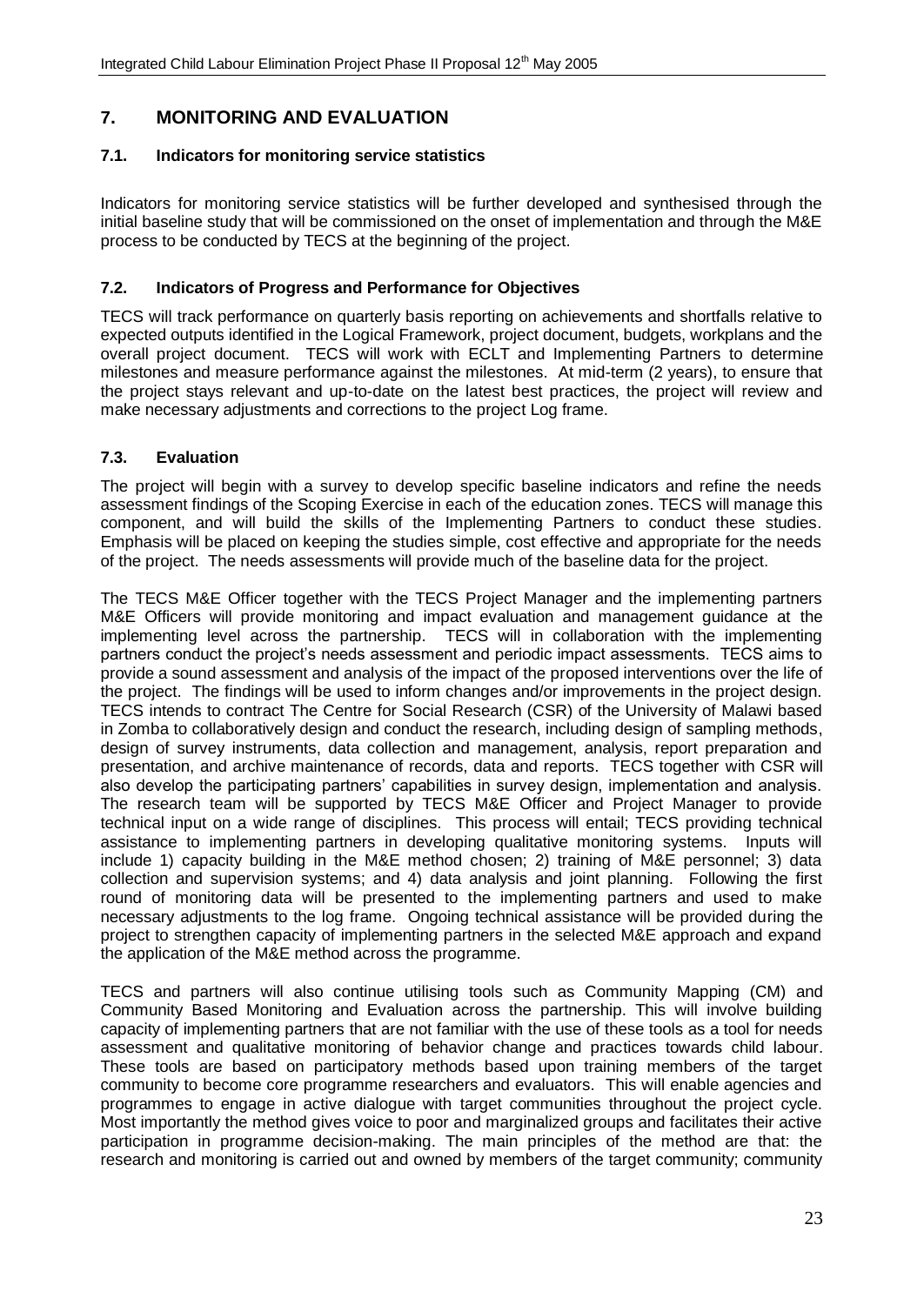## 7. MONITORING AND EVALUATION

### 7.1. Indicators for monitoring service statistics

Indicators for monitoring service statistics will be further developed and synthesised through the initial baseline study that will be commissioned on the onset of implementation and through the M&E process to be conducted by TECS at the beginning of the project.

### 7.2. Indicators of Progress and Performance for Objectives

TECS will track performance on quarterly basis reporting on achievements and shortfalls relative to expected outputs identified in the Logical Framework, project document, budgets, workplans and the overall project document. TECS will work with ECLT and Implementing Partners to determine milestones and measure performance against the milestones. At mid-term (2 years), to ensure that the project stays relevant and up-to-date on the latest best practices, the project will review and make necessary adjustments and corrections to the project Log frame.

### 7.3. Evaluation

The project will begin with a survey to develop specific baseline indicators and refine the needs assessment findings of the Scoping Exercise in each of the education zones. TECS will manage this component, and will build the skills of the Implementing Partners to conduct these studies. Emphasis will be placed on keeping the studies simple, cost effective and appropriate for the needs of the project. The needs assessments will provide much of the baseline data for the project.

The TECS M&E Officer together with the TECS Project Manager and the implementing partners M&E Officers will provide monitoring and impact evaluation and management guidance at the implementing level across the partnership. TECS will in collaboration with the implementing partners conduct the project's needs assessment and periodic impact assessments. TECS aims to provide a sound assessment and analysis of the impact of the proposed interventions over the life of the project. The findings will be used to inform changes and/or improvements in the project design. TECS intends to contract The Centre for Social Research (CSR) of the University of Malawi based in Zomba to collaboratively design and conduct the research, including design of sampling methods, design of survey instruments, data collection and management, analysis, report preparation and presentation, and archive maintenance of records, data and reports. TECS together with CSR will also develop the participating partners' capabilities in survey design, implementation and analysis. The research team will be supported by TECS M&E Officer and Project Manager to provide technical input on a wide range of disciplines. This process will entail; TECS providing technical assistance to implementing partners in developing qualitative monitoring systems. Inputs will include 1) capacity building in the M&E method chosen; 2) training of M&E personnel; 3) data collection and supervision systems; and 4) data analysis and joint planning. Following the first round of monitoring data will be presented to the implementing partners and used to make necessary adjustments to the log frame. Ongoing technical assistance will be provided during the project to strengthen capacity of implementing partners in the selected M&E approach and expand the application of the M&E method across the programme.

TECS and partners will also continue utilising tools such as Community Mapping (CM) and Community Based Monitoring and Evaluation across the partnership. This will involve building capacity of implementing partners that are not familiar with the use of these tools as a tool for needs assessment and qualitative monitoring of behavior change and practices towards child labour. These tools are based on participatory methods based upon training members of the target community to become core programme researchers and evaluators. This will enable agencies and programmes to engage in active dialogue with target communities throughout the project cycle. Most importantly the method gives voice to poor and marginalized groups and facilitates their active participation in programme decision-making. The main principles of the method are that: the research and monitoring is carried out and owned by members of the target community; community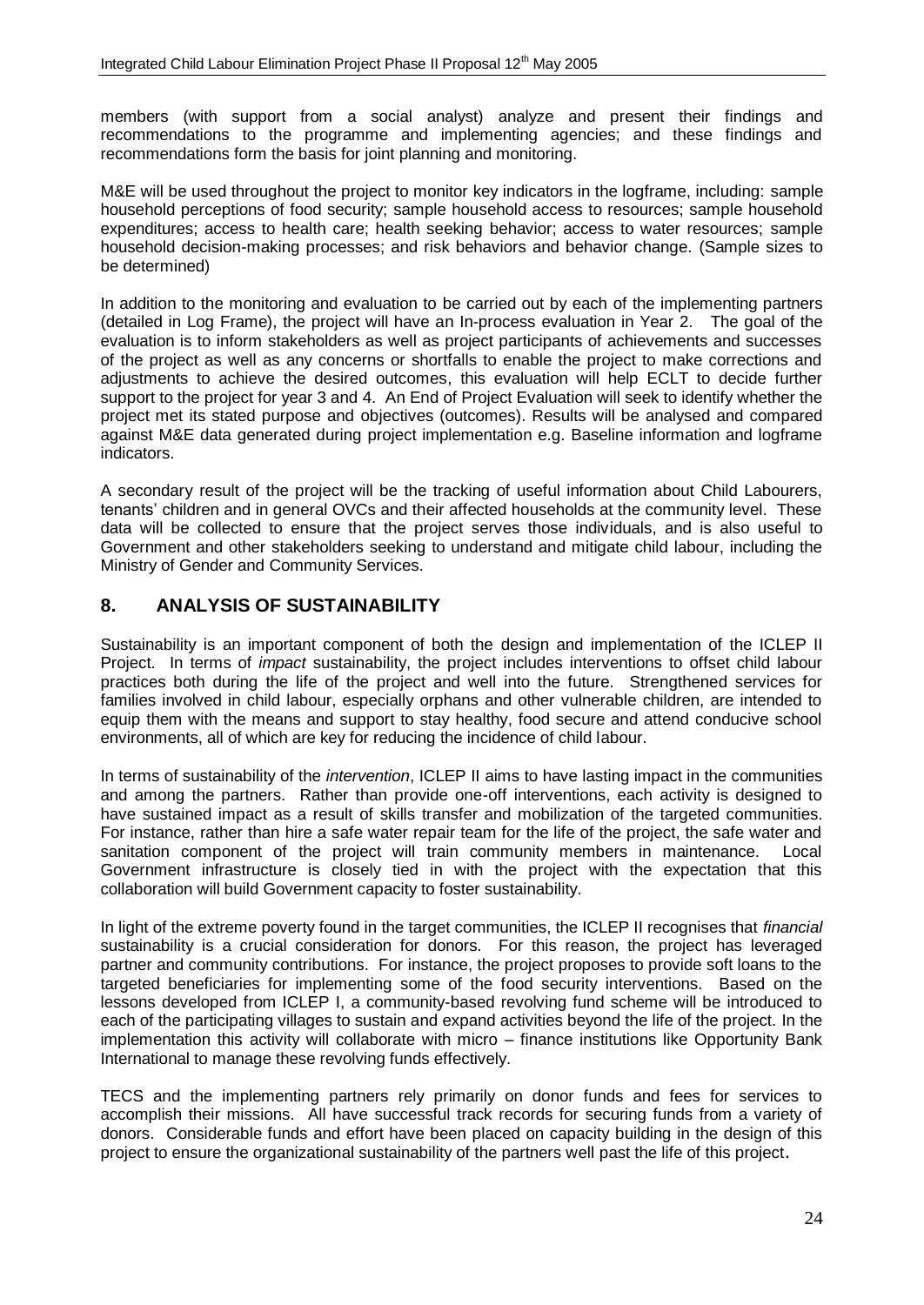members (with support from a social analyst) analyze and present their findings and recommendations to the programme and implementing agencies; and these findings and recommendations form the basis for joint planning and monitoring.

M&E will be used throughout the project to monitor key indicators in the logframe, including: sample household perceptions of food security; sample household access to resources; sample household expenditures; access to health care; health seeking behavior; access to water resources; sample household decision-making processes; and risk behaviors and behavior change. (Sample sizes to be determined)

In addition to the monitoring and evaluation to be carried out by each of the implementing partners (detailed in Log Frame), the project will have an In-process evaluation in Year 2. The goal of the evaluation is to inform stakeholders as well as project participants of achievements and successes of the project as well as any concerns or shortfalls to enable the project to make corrections and adjustments to achieve the desired outcomes, this evaluation will help ECLT to decide further support to the project for year 3 and 4. An End of Project Evaluation will seek to identify whether the project met its stated purpose and objectives (outcomes). Results will be analysed and compared against M&E data generated during project implementation e.g. Baseline information and logframe indicators.

A secondary result of the project will be the tracking of useful information about Child Labourers, tenants' children and in general OVCs and their affected households at the community level. These data will be collected to ensure that the project serves those individuals, and is also useful to Government and other stakeholders seeking to understand and mitigate child labour, including the Ministry of Gender and Community Services.

## 8. ANALYSIS OF SUSTAINABILITY

Sustainability is an important component of both the design and implementation of the ICLEP II Project. In terms of *impact* sustainability, the project includes interventions to offset child labour practices both during the life of the project and well into the future. Strengthened services for families involved in child labour, especially orphans and other vulnerable children, are intended to equip them with the means and support to stay healthy, food secure and attend conducive school environments, all of which are key for reducing the incidence of child labour.

In terms of sustainability of the *intervention*, ICLEP II aims to have lasting impact in the communities and among the partners. Rather than provide one-off interventions, each activity is designed to have sustained impact as a result of skills transfer and mobilization of the targeted communities. For instance, rather than hire a safe water repair team for the life of the project, the safe water and sanitation component of the project will train community members in maintenance. Local Government infrastructure is closely tied in with the project with the expectation that this collaboration will build Government capacity to foster sustainability.

In light of the extreme poverty found in the target communities, the ICLEP II recognises that *financial* sustainability is a crucial consideration for donors. For this reason, the project has leveraged partner and community contributions. For instance, the project proposes to provide soft loans to the targeted beneficiaries for implementing some of the food security interventions. Based on the lessons developed from ICLEP I, a community-based revolving fund scheme will be introduced to each of the participating villages to sustain and expand activities beyond the life of the project. In the implementation this activity will collaborate with micro – finance institutions like Opportunity Bank International to manage these revolving funds effectively.

TECS and the implementing partners rely primarily on donor funds and fees for services to accomplish their missions. All have successful track records for securing funds from a variety of donors. Considerable funds and effort have been placed on capacity building in the design of this project to ensure the organizational sustainability of the partners well past the life of this project.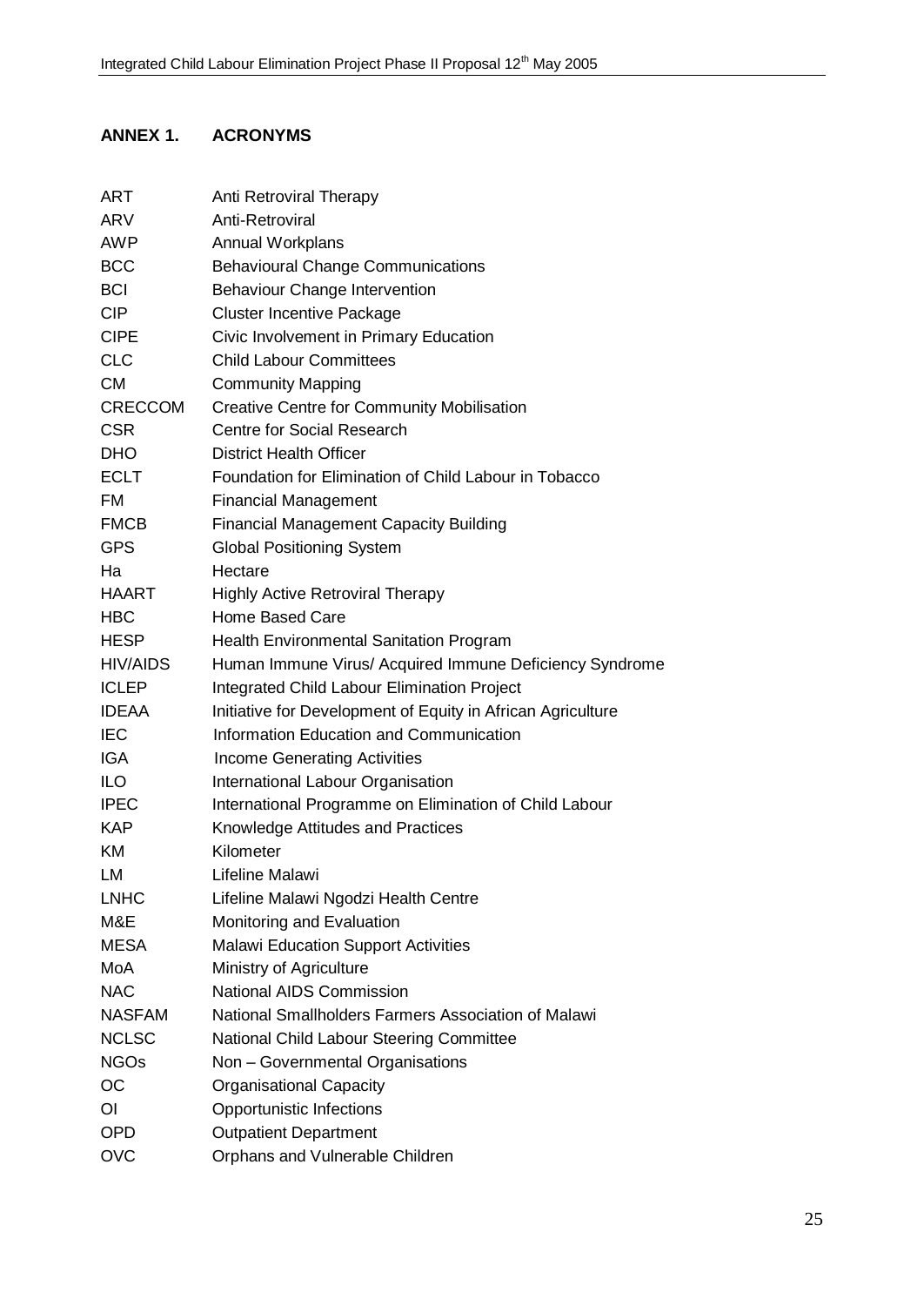## ANNEX 1. ACRONYMS

| | |
|---|---|
| ART | Anti Retroviral Therapy |
| ARV | Anti-Retroviral |
| AWP | Annual Workplans |
| BCC | Behavioural Change Communications |
| BCI | Behaviour Change Intervention |
| CIP | Cluster Incentive Package |
| CIPE | Civic Involvement in Primary Education |
| CLC | Child Labour Committees |
| CM | Community Mapping |
| CRECCOM | Creative Centre for Community Mobilisation |
| CSR | Centre for Social Research |
| DHO | District Health Officer |
| ECLT | Foundation for Elimination of Child Labour in Tobacco |
| FM | Financial Management |
| FMCB | Financial Management Capacity Building |
| GPS | Global Positioning System |
| Ha | Hectare |
| HAART | Highly Active Retroviral Therapy |
| HBC | Home Based Care |
| HESP | Health Environmental Sanitation Program |
| HIV/AIDS | Human Immune Virus/ Acquired Immune Deficiency Syndrome |
| ICLEP | Integrated Child Labour Elimination Project |
| IDEAA | Initiative for Development of Equity in African Agriculture |
| IEC | Information Education and Communication |
| IGA | Income Generating Activities |
| ILO | International Labour Organisation |
| IPEC | International Programme on Elimination of Child Labour |
| KAP | Knowledge Attitudes and Practices |
| KM | Kilometer |
| LM | Lifeline Malawi |
| LNHC | Lifeline Malawi Ngodzi Health Centre |
| M&E | Monitoring and Evaluation |
| MESA | Malawi Education Support Activities |
| MoA | Ministry of Agriculture |
| NAC | National AIDS Commission |
| NASFAM | National Smallholders Farmers Association of Malawi |
| NCLSC | National Child Labour Steering Committee |
| NGOs | Non – Governmental Organisations |
| OC | Organisational Capacity |
| OI | Opportunistic Infections |
| OPD | Outpatient Department |
| OVC | Orphans and Vulnerable Children |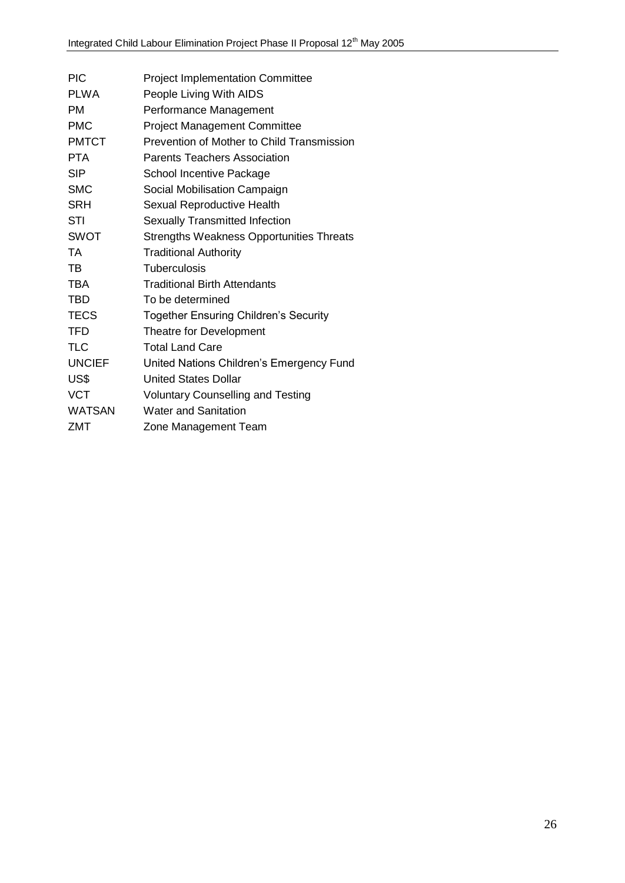| | |
|---|---|
| PIC | Project Implementation Committee |
| PLWA | People Living With AIDS |
| PM | Performance Management |
| PMC | Project Management Committee |
| PMTCT | Prevention of Mother to Child Transmission |
| PTA | Parents Teachers Association |
| SIP | School Incentive Package |
| SMC | Social Mobilisation Campaign |
| SRH | Sexual Reproductive Health |
| STI | Sexually Transmitted Infection |
| SWOT | Strengths Weakness Opportunities Threats |
| TA | Traditional Authority |
| TB | Tuberculosis |
| TBA | Traditional Birth Attendants |
| TBD | To be determined |
| TECS | Together Ensuring Children's Security |
| TFD | Theatre for Development |
| TLC | Total Land Care |
| UNCIEF | United Nations Children's Emergency Fund |
| US$ | United States Dollar |
| VCT | Voluntary Counselling and Testing |
| WATSAN | Water and Sanitation |
| ZMT | Zone Management Team |